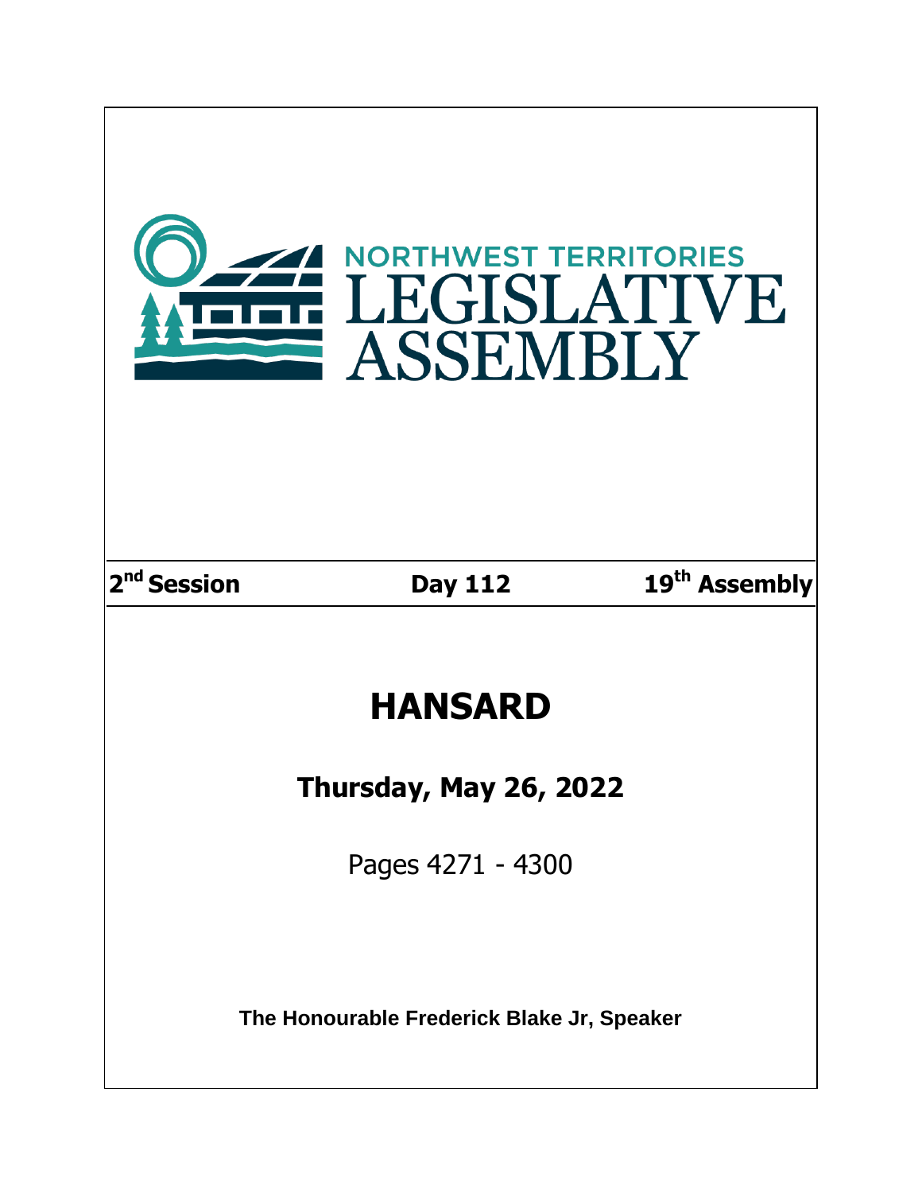NORTHWEST TERRITORIES

# LEGISLATIVE ASSEMBLY

**2nd Session** | **Day 112** | **19th Assembly**

# HANSARD

## Thursday, May 26, 2022

Pages 4271 - 4300

**The Honourable Frederick Blake Jr, Speaker**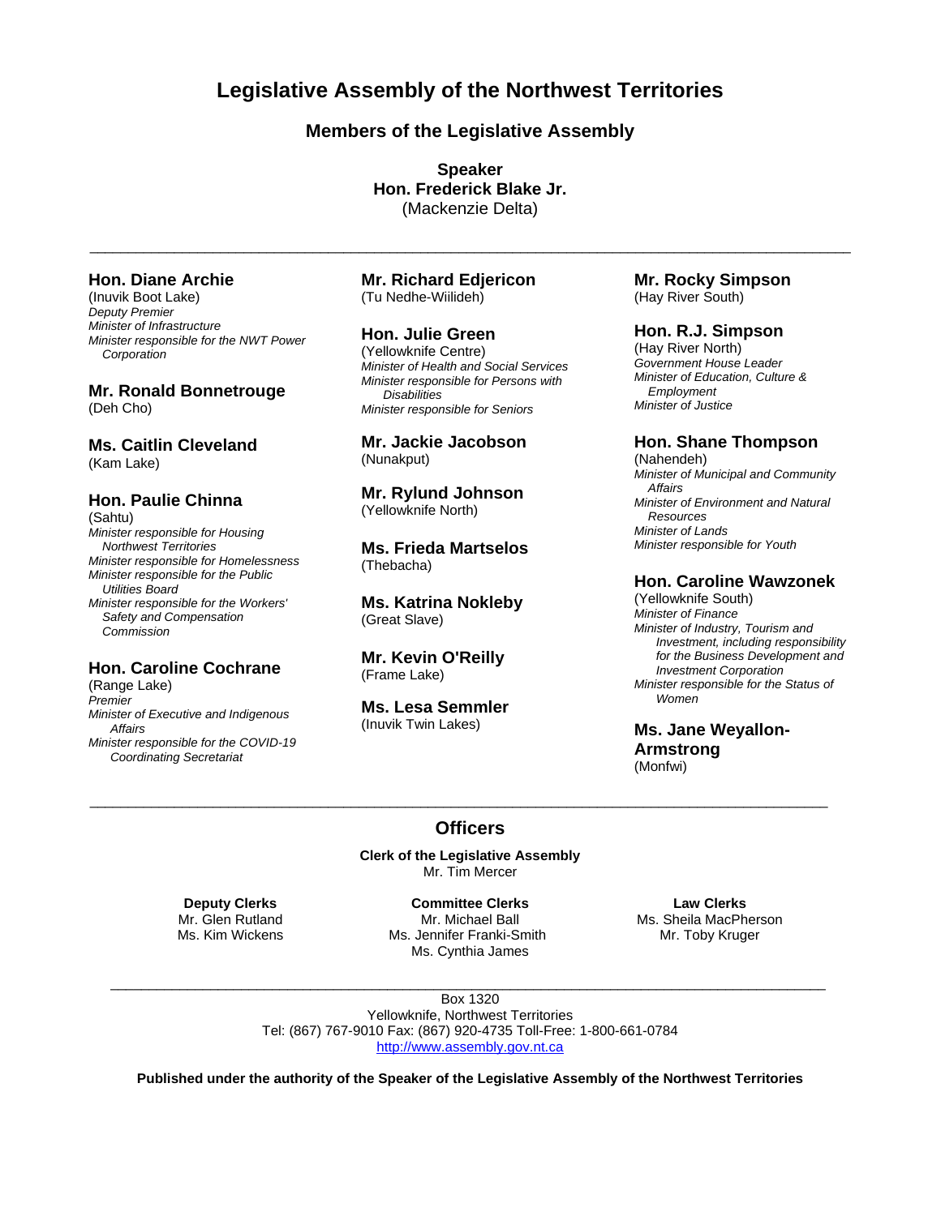# Legislative Assembly of the Northwest Territories

## Members of the Legislative Assembly

**Speaker**
**Hon. Frederick Blake Jr.**
(Mackenzie Delta)

---

**Hon. Diane Archie**
(Inuvik Boot Lake)
*Deputy Premier*
*Minister of Infrastructure*
*Minister responsible for the NWT Power Corporation*

**Mr. Ronald Bonnetrouge**
(Deh Cho)

**Ms. Caitlin Cleveland**
(Kam Lake)

**Hon. Paulie Chinna**
(Sahtu)
*Minister responsible for Housing Northwest Territories*
*Minister responsible for Homelessness*
*Minister responsible for the Public Utilities Board*
*Minister responsible for the Workers' Safety and Compensation Commission*

**Hon. Caroline Cochrane**
(Range Lake)
*Premier*
*Minister of Executive and Indigenous Affairs*
*Minister responsible for the COVID-19 Coordinating Secretariat*

**Mr. Richard Edjericon**
(Tu Nedhe-Wiilideh)

**Hon. Julie Green**
(Yellowknife Centre)
*Minister of Health and Social Services*
*Minister responsible for Persons with Disabilities*
*Minister responsible for Seniors*

**Mr. Jackie Jacobson**
(Nunakput)

**Mr. Rylund Johnson**
(Yellowknife North)

**Ms. Frieda Martselos**
(Thebacha)

**Ms. Katrina Nokleby**
(Great Slave)

**Mr. Kevin O'Reilly**
(Frame Lake)

**Ms. Lesa Semmler**
(Inuvik Twin Lakes)

**Mr. Rocky Simpson**
(Hay River South)

**Hon. R.J. Simpson**
(Hay River North)
*Government House Leader*
*Minister of Education, Culture & Employment*
*Minister of Justice*

**Hon. Shane Thompson**
(Nahendeh)
*Minister of Municipal and Community Affairs*
*Minister of Environment and Natural Resources*
*Minister of Lands*
*Minister responsible for Youth*

**Hon. Caroline Wawzonek**
(Yellowknife South)
*Minister of Finance*
*Minister of Industry, Tourism and Investment, including responsibility for the Business Development and Investment Corporation*
*Minister responsible for the Status of Women*

**Ms. Jane Weyallon-Armstrong**
(Monfwi)

---

## Officers

**Clerk of the Legislative Assembly**
Mr. Tim Mercer

**Deputy Clerks**
Mr. Glen Rutland
Ms. Kim Wickens

**Committee Clerks**
Mr. Michael Ball
Ms. Jennifer Franki-Smith
Ms. Cynthia James

**Law Clerks**
Ms. Sheila MacPherson
Mr. Toby Kruger

---

Box 1320
Yellowknife, Northwest Territories
Tel: (867) 767-9010 Fax: (867) 920-4735 Toll-Free: 1-800-661-0784
http://www.assembly.gov.nt.ca

**Published under the authority of the Speaker of the Legislative Assembly of the Northwest Territories**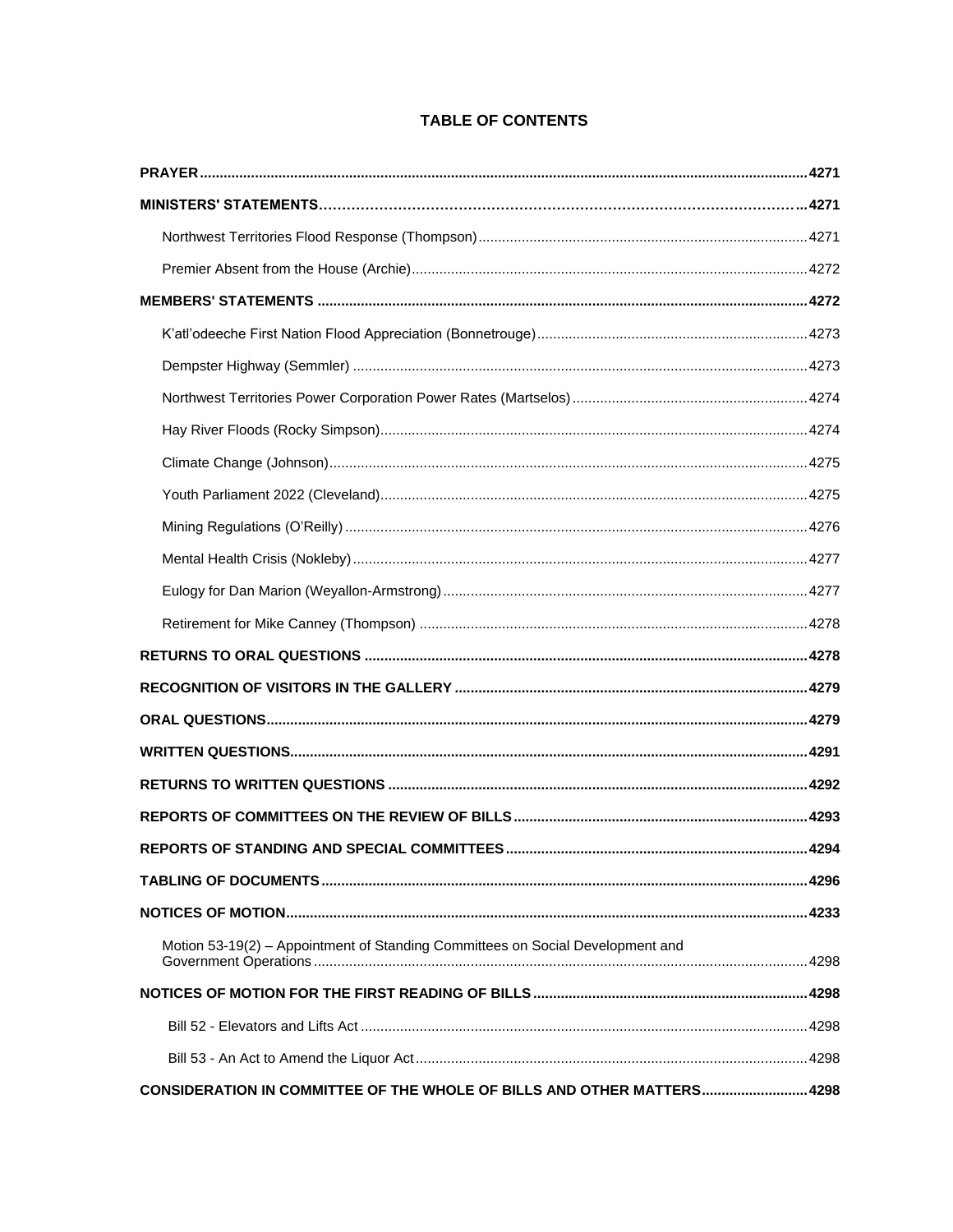# TABLE OF CONTENTS

**PRAYER** ........ **4271**

**MINISTERS' STATEMENTS** ........ **4271**

- Northwest Territories Flood Response (Thompson) ........ 4271
- Premier Absent from the House (Archie) ........ 4272

**MEMBERS' STATEMENTS** ........ **4272**

- K'atl'odeeche First Nation Flood Appreciation (Bonnetrouge) ........ 4273
- Dempster Highway (Semmler) ........ 4273
- Northwest Territories Power Corporation Power Rates (Martselos) ........ 4274
- Hay River Floods (Rocky Simpson) ........ 4274
- Climate Change (Johnson) ........ 4275
- Youth Parliament 2022 (Cleveland) ........ 4275
- Mining Regulations (O'Reilly) ........ 4276
- Mental Health Crisis (Nokleby) ........ 4277
- Eulogy for Dan Marion (Weyallon-Armstrong) ........ 4277
- Retirement for Mike Canney (Thompson) ........ 4278

**RETURNS TO ORAL QUESTIONS** ........ **4278**

**RECOGNITION OF VISITORS IN THE GALLERY** ........ **4279**

**ORAL QUESTIONS** ........ **4279**

**WRITTEN QUESTIONS** ........ **4291**

**RETURNS TO WRITTEN QUESTIONS** ........ **4292**

**REPORTS OF COMMITTEES ON THE REVIEW OF BILLS** ........ **4293**

**REPORTS OF STANDING AND SPECIAL COMMITTEES** ........ **4294**

**TABLING OF DOCUMENTS** ........ **4296**

**NOTICES OF MOTION** ........ **4233**

- Motion 53-19(2) – Appointment of Standing Committees on Social Development and Government Operations ........ 4298

**NOTICES OF MOTION FOR THE FIRST READING OF BILLS** ........ **4298**

- Bill 52 - Elevators and Lifts Act ........ 4298
- Bill 53 - An Act to Amend the Liquor Act ........ 4298

**CONSIDERATION IN COMMITTEE OF THE WHOLE OF BILLS AND OTHER MATTERS** ........ **4298**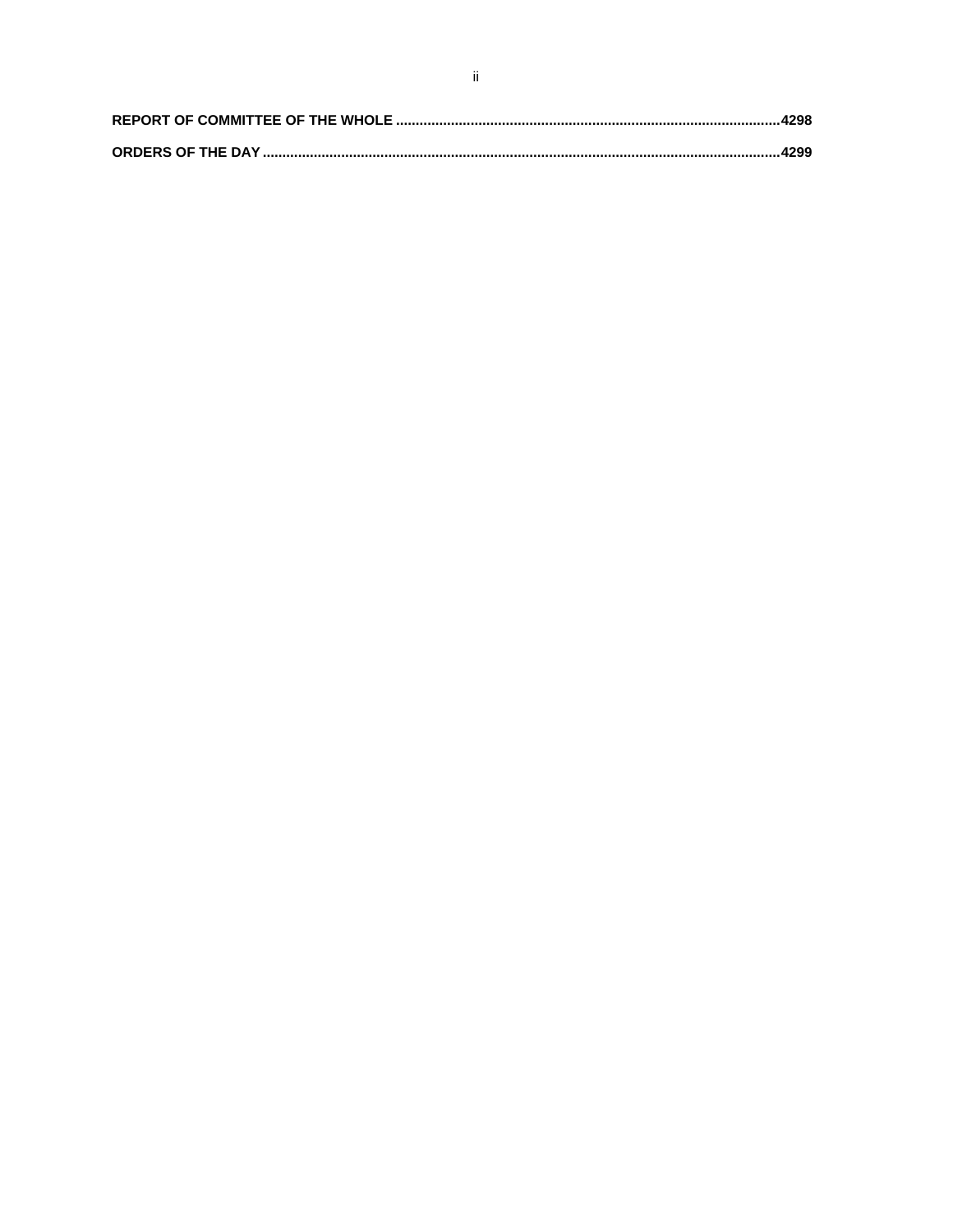**REPORT OF COMMITTEE OF THE WHOLE** ....................................................................................................4298

**ORDERS OF THE DAY** ..........................................................................................................................4299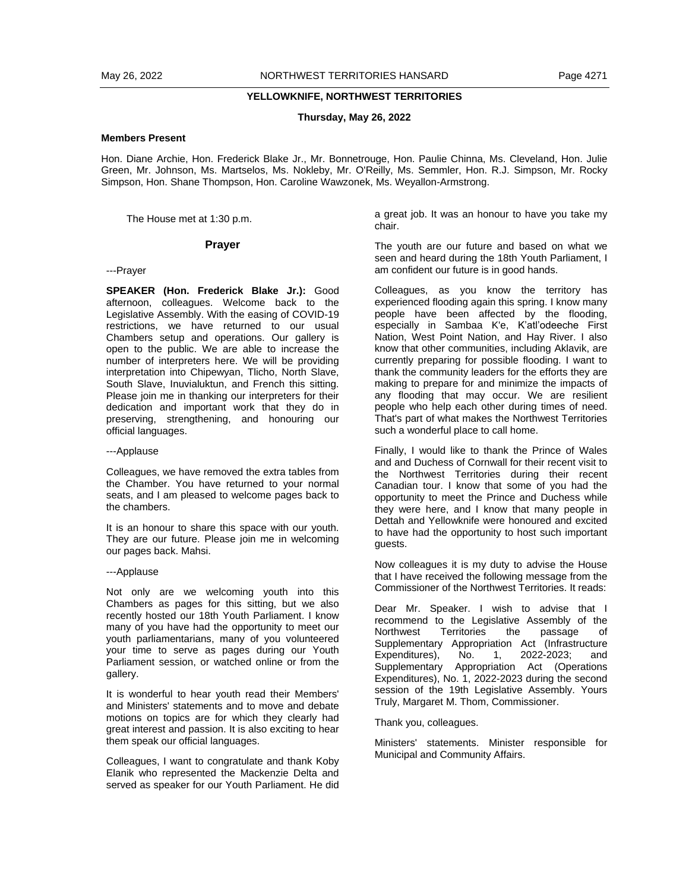## YELLOWKNIFE, NORTHWEST TERRITORIES

**Thursday, May 26, 2022**

**Members Present**

Hon. Diane Archie, Hon. Frederick Blake Jr., Mr. Bonnetrouge, Hon. Paulie Chinna, Ms. Cleveland, Hon. Julie Green, Mr. Johnson, Ms. Martselos, Ms. Nokleby, Mr. O'Reilly, Ms. Semmler, Hon. R.J. Simpson, Mr. Rocky Simpson, Hon. Shane Thompson, Hon. Caroline Wawzonek, Ms. Weyallon-Armstrong.

The House met at 1:30 p.m.

### Prayer

---Prayer

**SPEAKER (Hon. Frederick Blake Jr.):** Good afternoon, colleagues. Welcome back to the Legislative Assembly. With the easing of COVID-19 restrictions, we have returned to our usual Chambers setup and operations. Our gallery is open to the public. We are able to increase the number of interpreters here. We will be providing interpretation into Chipewyan, Tlicho, North Slave, South Slave, Inuvialuktun, and French this sitting. Please join me in thanking our interpreters for their dedication and important work that they do in preserving, strengthening, and honouring our official languages.

---Applause

Colleagues, we have removed the extra tables from the Chamber. You have returned to your normal seats, and I am pleased to welcome pages back to the chambers.

It is an honour to share this space with our youth. They are our future. Please join me in welcoming our pages back. Mahsi.

---Applause

Not only are we welcoming youth into this Chambers as pages for this sitting, but we also recently hosted our 18th Youth Parliament. I know many of you have had the opportunity to meet our youth parliamentarians, many of you volunteered your time to serve as pages during our Youth Parliament session, or watched online or from the gallery.

It is wonderful to hear youth read their Members' and Ministers' statements and to move and debate motions on topics are for which they clearly had great interest and passion. It is also exciting to hear them speak our official languages.

Colleagues, I want to congratulate and thank Koby Elanik who represented the Mackenzie Delta and served as speaker for our Youth Parliament. He did a great job. It was an honour to have you take my chair.

The youth are our future and based on what we seen and heard during the 18th Youth Parliament, I am confident our future is in good hands.

Colleagues, as you know the territory has experienced flooding again this spring. I know many people have been affected by the flooding, especially in Sambaa K'e, K'atl'odeeche First Nation, West Point Nation, and Hay River. I also know that other communities, including Aklavik, are currently preparing for possible flooding. I want to thank the community leaders for the efforts they are making to prepare for and minimize the impacts of any flooding that may occur. We are resilient people who help each other during times of need. That's part of what makes the Northwest Territories such a wonderful place to call home.

Finally, I would like to thank the Prince of Wales and and Duchess of Cornwall for their recent visit to the Northwest Territories during their recent Canadian tour. I know that some of you had the opportunity to meet the Prince and Duchess while they were here, and I know that many people in Dettah and Yellowknife were honoured and excited to have had the opportunity to host such important guests.

Now colleagues it is my duty to advise the House that I have received the following message from the Commissioner of the Northwest Territories. It reads:

Dear Mr. Speaker. I wish to advise that I recommend to the Legislative Assembly of the Northwest Territories the passage of Supplementary Appropriation Act (Infrastructure Expenditures), No. 1, 2022-2023; and Supplementary Appropriation Act (Operations Expenditures), No. 1, 2022-2023 during the second session of the 19th Legislative Assembly. Yours Truly, Margaret M. Thom, Commissioner.

Thank you, colleagues.

Ministers' statements. Minister responsible for Municipal and Community Affairs.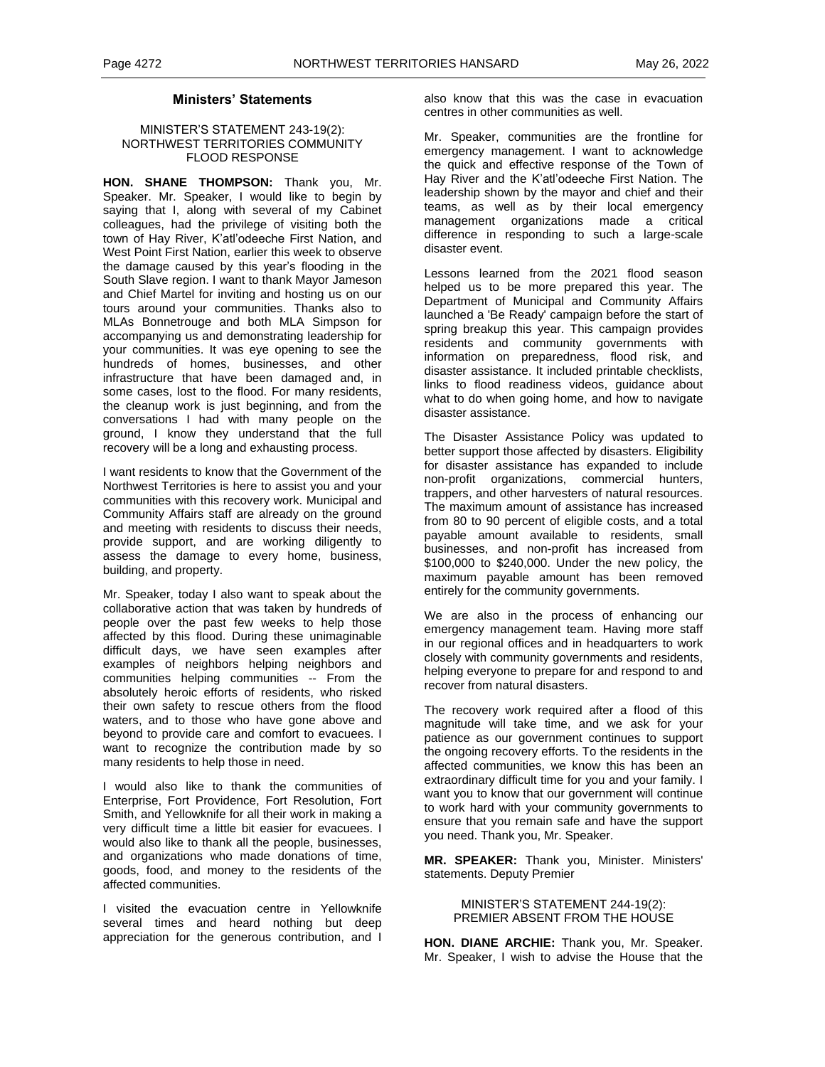## Ministers' Statements

### MINISTER'S STATEMENT 243-19(2): NORTHWEST TERRITORIES COMMUNITY FLOOD RESPONSE

**HON. SHANE THOMPSON:** Thank you, Mr. Speaker. Mr. Speaker, I would like to begin by saying that I, along with several of my Cabinet colleagues, had the privilege of visiting both the town of Hay River, K'atl'odeeche First Nation, and West Point First Nation, earlier this week to observe the damage caused by this year's flooding in the South Slave region. I want to thank Mayor Jameson and Chief Martel for inviting and hosting us on our tours around your communities. Thanks also to MLAs Bonnetrouge and both MLA Simpson for accompanying us and demonstrating leadership for your communities. It was eye opening to see the hundreds of homes, businesses, and other infrastructure that have been damaged and, in some cases, lost to the flood. For many residents, the cleanup work is just beginning, and from the conversations I had with many people on the ground, I know they understand that the full recovery will be a long and exhausting process.

I want residents to know that the Government of the Northwest Territories is here to assist you and your communities with this recovery work. Municipal and Community Affairs staff are already on the ground and meeting with residents to discuss their needs, provide support, and are working diligently to assess the damage to every home, business, building, and property.

Mr. Speaker, today I also want to speak about the collaborative action that was taken by hundreds of people over the past few weeks to help those affected by this flood. During these unimaginable difficult days, we have seen examples after examples of neighbors helping neighbors and communities helping communities -- From the absolutely heroic efforts of residents, who risked their own safety to rescue others from the flood waters, and to those who have gone above and beyond to provide care and comfort to evacuees. I want to recognize the contribution made by so many residents to help those in need.

I would also like to thank the communities of Enterprise, Fort Providence, Fort Resolution, Fort Smith, and Yellowknife for all their work in making a very difficult time a little bit easier for evacuees. I would also like to thank all the people, businesses, and organizations who made donations of time, goods, food, and money to the residents of the affected communities.

I visited the evacuation centre in Yellowknife several times and heard nothing but deep appreciation for the generous contribution, and I also know that this was the case in evacuation centres in other communities as well.

Mr. Speaker, communities are the frontline for emergency management. I want to acknowledge the quick and effective response of the Town of Hay River and the K'atl'odeeche First Nation. The leadership shown by the mayor and chief and their teams, as well as by their local emergency management organizations made a critical difference in responding to such a large-scale disaster event.

Lessons learned from the 2021 flood season helped us to be more prepared this year. The Department of Municipal and Community Affairs launched a 'Be Ready' campaign before the start of spring breakup this year. This campaign provides residents and community governments with information on preparedness, flood risk, and disaster assistance. It included printable checklists, links to flood readiness videos, guidance about what to do when going home, and how to navigate disaster assistance.

The Disaster Assistance Policy was updated to better support those affected by disasters. Eligibility for disaster assistance has expanded to include non-profit organizations, commercial hunters, trappers, and other harvesters of natural resources. The maximum amount of assistance has increased from 80 to 90 percent of eligible costs, and a total payable amount available to residents, small businesses, and non-profit has increased from $100,000 to $240,000. Under the new policy, the maximum payable amount has been removed entirely for the community governments.

We are also in the process of enhancing our emergency management team. Having more staff in our regional offices and in headquarters to work closely with community governments and residents, helping everyone to prepare for and respond to and recover from natural disasters.

The recovery work required after a flood of this magnitude will take time, and we ask for your patience as our government continues to support the ongoing recovery efforts. To the residents in the affected communities, we know this has been an extraordinary difficult time for you and your family. I want you to know that our government will continue to work hard with your community governments to ensure that you remain safe and have the support you need. Thank you, Mr. Speaker.

**MR. SPEAKER:** Thank you, Minister. Ministers' statements. Deputy Premier

### MINISTER'S STATEMENT 244-19(2): PREMIER ABSENT FROM THE HOUSE

**HON. DIANE ARCHIE:** Thank you, Mr. Speaker. Mr. Speaker, I wish to advise the House that the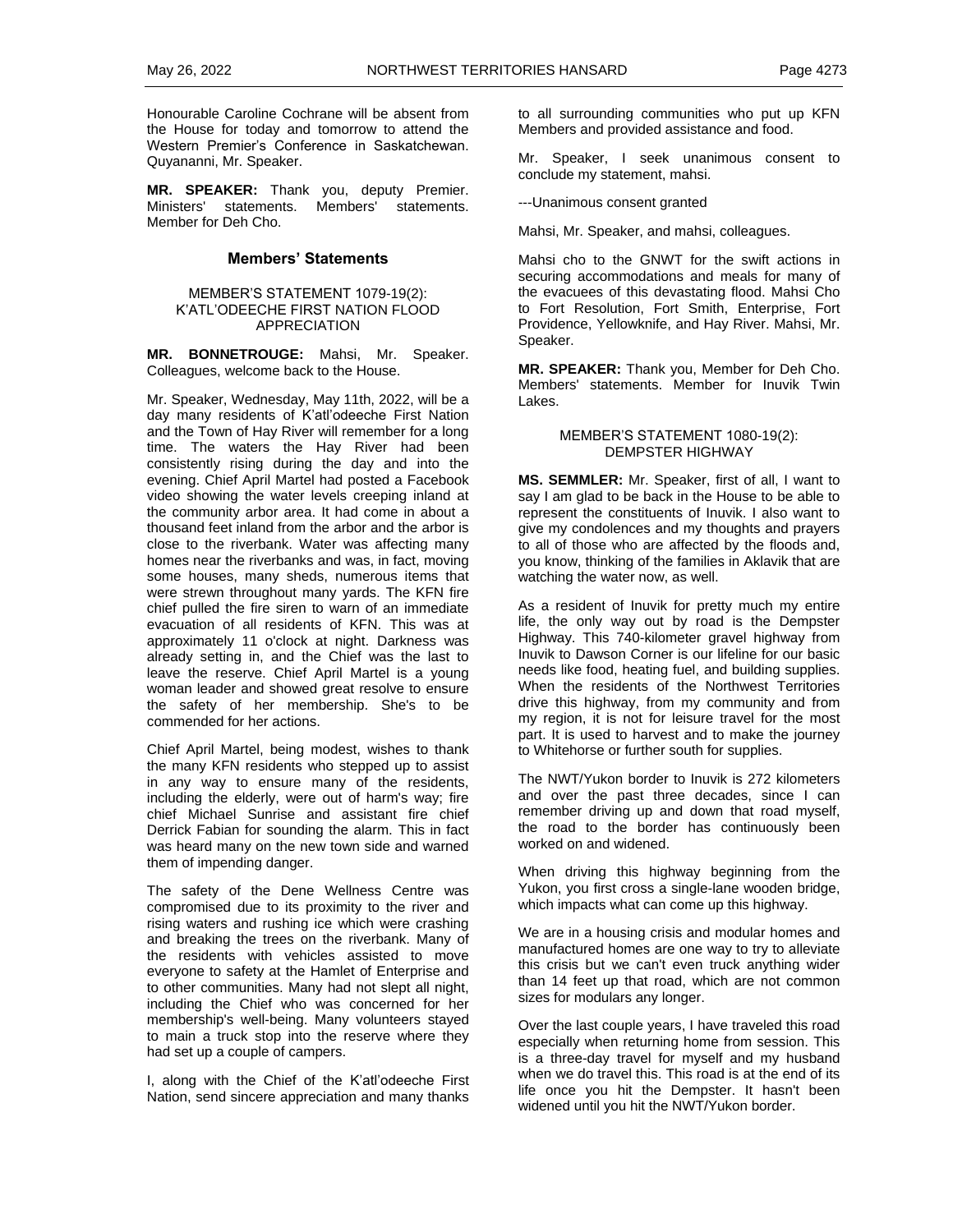Honourable Caroline Cochrane will be absent from the House for today and tomorrow to attend the Western Premier's Conference in Saskatchewan. Quyananni, Mr. Speaker.

**MR. SPEAKER:** Thank you, deputy Premier. Ministers' statements. Members' statements. Member for Deh Cho.

## Members' Statements

### MEMBER'S STATEMENT 1079-19(2): K'ATL'ODEECHE FIRST NATION FLOOD APPRECIATION

**MR. BONNETROUGE:** Mahsi, Mr. Speaker. Colleagues, welcome back to the House.

Mr. Speaker, Wednesday, May 11th, 2022, will be a day many residents of K'atl'odeeche First Nation and the Town of Hay River will remember for a long time. The waters the Hay River had been consistently rising during the day and into the evening. Chief April Martel had posted a Facebook video showing the water levels creeping inland at the community arbor area. It had come in about a thousand feet inland from the arbor and the arbor is close to the riverbank. Water was affecting many homes near the riverbanks and was, in fact, moving some houses, many sheds, numerous items that were strewn throughout many yards. The KFN fire chief pulled the fire siren to warn of an immediate evacuation of all residents of KFN. This was at approximately 11 o'clock at night. Darkness was already setting in, and the Chief was the last to leave the reserve. Chief April Martel is a young woman leader and showed great resolve to ensure the safety of her membership. She's to be commended for her actions.

Chief April Martel, being modest, wishes to thank the many KFN residents who stepped up to assist in any way to ensure many of the residents, including the elderly, were out of harm's way; fire chief Michael Sunrise and assistant fire chief Derrick Fabian for sounding the alarm. This in fact was heard many on the new town side and warned them of impending danger.

The safety of the Dene Wellness Centre was compromised due to its proximity to the river and rising waters and rushing ice which were crashing and breaking the trees on the riverbank. Many of the residents with vehicles assisted to move everyone to safety at the Hamlet of Enterprise and to other communities. Many had not slept all night, including the Chief who was concerned for her membership's well-being. Many volunteers stayed to main a truck stop into the reserve where they had set up a couple of campers.

I, along with the Chief of the K'atl'odeeche First Nation, send sincere appreciation and many thanks to all surrounding communities who put up KFN Members and provided assistance and food.

Mr. Speaker, I seek unanimous consent to conclude my statement, mahsi.

---Unanimous consent granted

Mahsi, Mr. Speaker, and mahsi, colleagues.

Mahsi cho to the GNWT for the swift actions in securing accommodations and meals for many of the evacuees of this devastating flood. Mahsi Cho to Fort Resolution, Fort Smith, Enterprise, Fort Providence, Yellowknife, and Hay River. Mahsi, Mr. Speaker.

**MR. SPEAKER:** Thank you, Member for Deh Cho. Members' statements. Member for Inuvik Twin Lakes.

### MEMBER'S STATEMENT 1080-19(2): DEMPSTER HIGHWAY

**MS. SEMMLER:** Mr. Speaker, first of all, I want to say I am glad to be back in the House to be able to represent the constituents of Inuvik. I also want to give my condolences and my thoughts and prayers to all of those who are affected by the floods and, you know, thinking of the families in Aklavik that are watching the water now, as well.

As a resident of Inuvik for pretty much my entire life, the only way out by road is the Dempster Highway. This 740-kilometer gravel highway from Inuvik to Dawson Corner is our lifeline for our basic needs like food, heating fuel, and building supplies. When the residents of the Northwest Territories drive this highway, from my community and from my region, it is not for leisure travel for the most part. It is used to harvest and to make the journey to Whitehorse or further south for supplies.

The NWT/Yukon border to Inuvik is 272 kilometers and over the past three decades, since I can remember driving up and down that road myself, the road to the border has continuously been worked on and widened.

When driving this highway beginning from the Yukon, you first cross a single-lane wooden bridge, which impacts what can come up this highway.

We are in a housing crisis and modular homes and manufactured homes are one way to try to alleviate this crisis but we can't even truck anything wider than 14 feet up that road, which are not common sizes for modulars any longer.

Over the last couple years, I have traveled this road especially when returning home from session. This is a three-day travel for myself and my husband when we do travel this. This road is at the end of its life once you hit the Dempster. It hasn't been widened until you hit the NWT/Yukon border.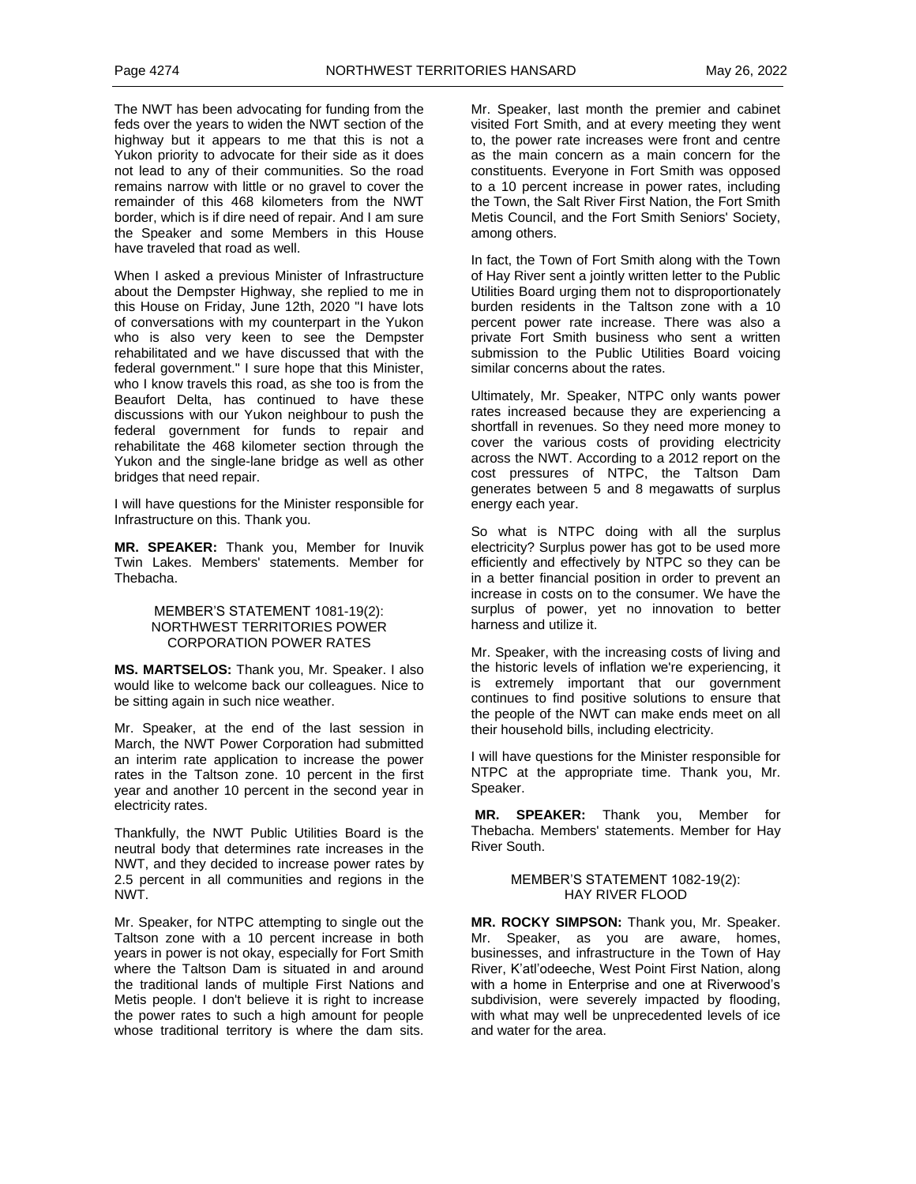The NWT has been advocating for funding from the feds over the years to widen the NWT section of the highway but it appears to me that this is not a Yukon priority to advocate for their side as it does not lead to any of their communities. So the road remains narrow with little or no gravel to cover the remainder of this 468 kilometers from the NWT border, which is if dire need of repair. And I am sure the Speaker and some Members in this House have traveled that road as well.

When I asked a previous Minister of Infrastructure about the Dempster Highway, she replied to me in this House on Friday, June 12th, 2020 "I have lots of conversations with my counterpart in the Yukon who is also very keen to see the Dempster rehabilitated and we have discussed that with the federal government." I sure hope that this Minister, who I know travels this road, as she too is from the Beaufort Delta, has continued to have these discussions with our Yukon neighbour to push the federal government for funds to repair and rehabilitate the 468 kilometer section through the Yukon and the single-lane bridge as well as other bridges that need repair.

I will have questions for the Minister responsible for Infrastructure on this. Thank you.

**MR. SPEAKER:** Thank you, Member for Inuvik Twin Lakes. Members' statements. Member for Thebacha.

### MEMBER'S STATEMENT 1081-19(2): NORTHWEST TERRITORIES POWER CORPORATION POWER RATES

**MS. MARTSELOS:** Thank you, Mr. Speaker. I also would like to welcome back our colleagues. Nice to be sitting again in such nice weather.

Mr. Speaker, at the end of the last session in March, the NWT Power Corporation had submitted an interim rate application to increase the power rates in the Taltson zone. 10 percent in the first year and another 10 percent in the second year in electricity rates.

Thankfully, the NWT Public Utilities Board is the neutral body that determines rate increases in the NWT, and they decided to increase power rates by 2.5 percent in all communities and regions in the NWT.

Mr. Speaker, for NTPC attempting to single out the Taltson zone with a 10 percent increase in both years in power is not okay, especially for Fort Smith where the Taltson Dam is situated in and around the traditional lands of multiple First Nations and Metis people. I don't believe it is right to increase the power rates to such a high amount for people whose traditional territory is where the dam sits.

Mr. Speaker, last month the premier and cabinet visited Fort Smith, and at every meeting they went to, the power rate increases were front and centre as the main concern as a main concern for the constituents. Everyone in Fort Smith was opposed to a 10 percent increase in power rates, including the Town, the Salt River First Nation, the Fort Smith Metis Council, and the Fort Smith Seniors' Society, among others.

In fact, the Town of Fort Smith along with the Town of Hay River sent a jointly written letter to the Public Utilities Board urging them not to disproportionately burden residents in the Taltson zone with a 10 percent power rate increase. There was also a private Fort Smith business who sent a written submission to the Public Utilities Board voicing similar concerns about the rates.

Ultimately, Mr. Speaker, NTPC only wants power rates increased because they are experiencing a shortfall in revenues. So they need more money to cover the various costs of providing electricity across the NWT. According to a 2012 report on the cost pressures of NTPC, the Taltson Dam generates between 5 and 8 megawatts of surplus energy each year.

So what is NTPC doing with all the surplus electricity? Surplus power has got to be used more efficiently and effectively by NTPC so they can be in a better financial position in order to prevent an increase in costs on to the consumer. We have the surplus of power, yet no innovation to better harness and utilize it.

Mr. Speaker, with the increasing costs of living and the historic levels of inflation we're experiencing, it is extremely important that our government continues to find positive solutions to ensure that the people of the NWT can make ends meet on all their household bills, including electricity.

I will have questions for the Minister responsible for NTPC at the appropriate time. Thank you, Mr. Speaker.

**MR. SPEAKER:** Thank you, Member for Thebacha. Members' statements. Member for Hay River South.

### MEMBER'S STATEMENT 1082-19(2): HAY RIVER FLOOD

**MR. ROCKY SIMPSON:** Thank you, Mr. Speaker. Mr. Speaker, as you are aware, homes, businesses, and infrastructure in the Town of Hay River, K'atl'odeeche, West Point First Nation, along with a home in Enterprise and one at Riverwood's subdivision, were severely impacted by flooding, with what may well be unprecedented levels of ice and water for the area.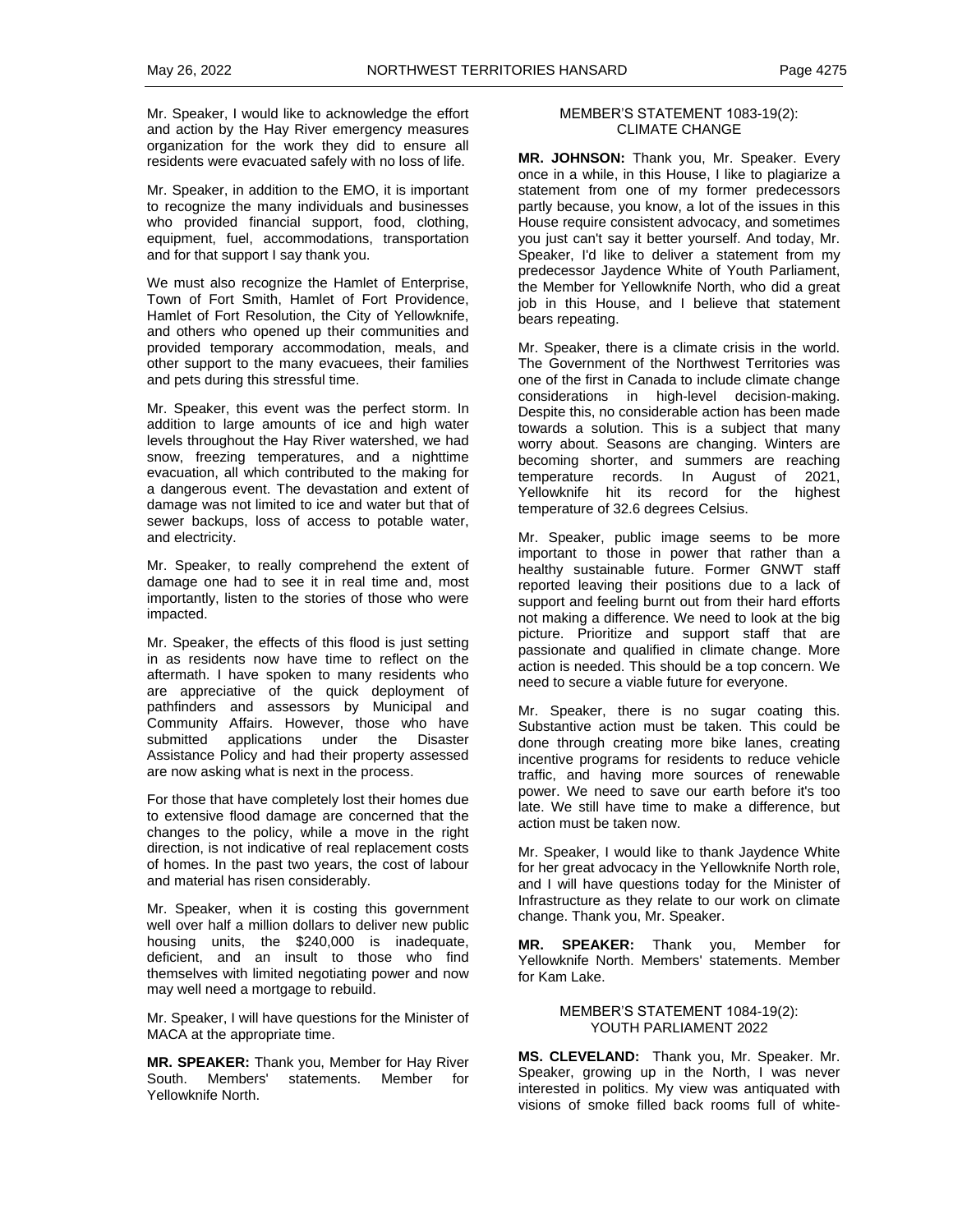Mr. Speaker, I would like to acknowledge the effort and action by the Hay River emergency measures organization for the work they did to ensure all residents were evacuated safely with no loss of life.

Mr. Speaker, in addition to the EMO, it is important to recognize the many individuals and businesses who provided financial support, food, clothing, equipment, fuel, accommodations, transportation and for that support I say thank you.

We must also recognize the Hamlet of Enterprise, Town of Fort Smith, Hamlet of Fort Providence, Hamlet of Fort Resolution, the City of Yellowknife, and others who opened up their communities and provided temporary accommodation, meals, and other support to the many evacuees, their families and pets during this stressful time.

Mr. Speaker, this event was the perfect storm. In addition to large amounts of ice and high water levels throughout the Hay River watershed, we had snow, freezing temperatures, and a nighttime evacuation, all which contributed to the making for a dangerous event. The devastation and extent of damage was not limited to ice and water but that of sewer backups, loss of access to potable water, and electricity.

Mr. Speaker, to really comprehend the extent of damage one had to see it in real time and, most importantly, listen to the stories of those who were impacted.

Mr. Speaker, the effects of this flood is just setting in as residents now have time to reflect on the aftermath. I have spoken to many residents who are appreciative of the quick deployment of pathfinders and assessors by Municipal and Community Affairs. However, those who have submitted applications under the Disaster Assistance Policy and had their property assessed are now asking what is next in the process.

For those that have completely lost their homes due to extensive flood damage are concerned that the changes to the policy, while a move in the right direction, is not indicative of real replacement costs of homes. In the past two years, the cost of labour and material has risen considerably.

Mr. Speaker, when it is costing this government well over half a million dollars to deliver new public housing units, the $240,000 is inadequate, deficient, and an insult to those who find themselves with limited negotiating power and now may well need a mortgage to rebuild.

Mr. Speaker, I will have questions for the Minister of MACA at the appropriate time.

**MR. SPEAKER:** Thank you, Member for Hay River South. Members' statements. Member for Yellowknife North.

### MEMBER'S STATEMENT 1083-19(2): CLIMATE CHANGE

**MR. JOHNSON:** Thank you, Mr. Speaker. Every once in a while, in this House, I like to plagiarize a statement from one of my former predecessors partly because, you know, a lot of the issues in this House require consistent advocacy, and sometimes you just can't say it better yourself. And today, Mr. Speaker, I'd like to deliver a statement from my predecessor Jaydence White of Youth Parliament, the Member for Yellowknife North, who did a great job in this House, and I believe that statement bears repeating.

Mr. Speaker, there is a climate crisis in the world. The Government of the Northwest Territories was one of the first in Canada to include climate change considerations in high-level decision-making. Despite this, no considerable action has been made towards a solution. This is a subject that many worry about. Seasons are changing. Winters are becoming shorter, and summers are reaching temperature records. In August of 2021, Yellowknife hit its record for the highest temperature of 32.6 degrees Celsius.

Mr. Speaker, public image seems to be more important to those in power that rather than a healthy sustainable future. Former GNWT staff reported leaving their positions due to a lack of support and feeling burnt out from their hard efforts not making a difference. We need to look at the big picture. Prioritize and support staff that are passionate and qualified in climate change. More action is needed. This should be a top concern. We need to secure a viable future for everyone.

Mr. Speaker, there is no sugar coating this. Substantive action must be taken. This could be done through creating more bike lanes, creating incentive programs for residents to reduce vehicle traffic, and having more sources of renewable power. We need to save our earth before it's too late. We still have time to make a difference, but action must be taken now.

Mr. Speaker, I would like to thank Jaydence White for her great advocacy in the Yellowknife North role, and I will have questions today for the Minister of Infrastructure as they relate to our work on climate change. Thank you, Mr. Speaker.

**MR. SPEAKER:** Thank you, Member for Yellowknife North. Members' statements. Member for Kam Lake.

### MEMBER'S STATEMENT 1084-19(2): YOUTH PARLIAMENT 2022

**MS. CLEVELAND:** Thank you, Mr. Speaker. Mr. Speaker, growing up in the North, I was never interested in politics. My view was antiquated with visions of smoke filled back rooms full of white-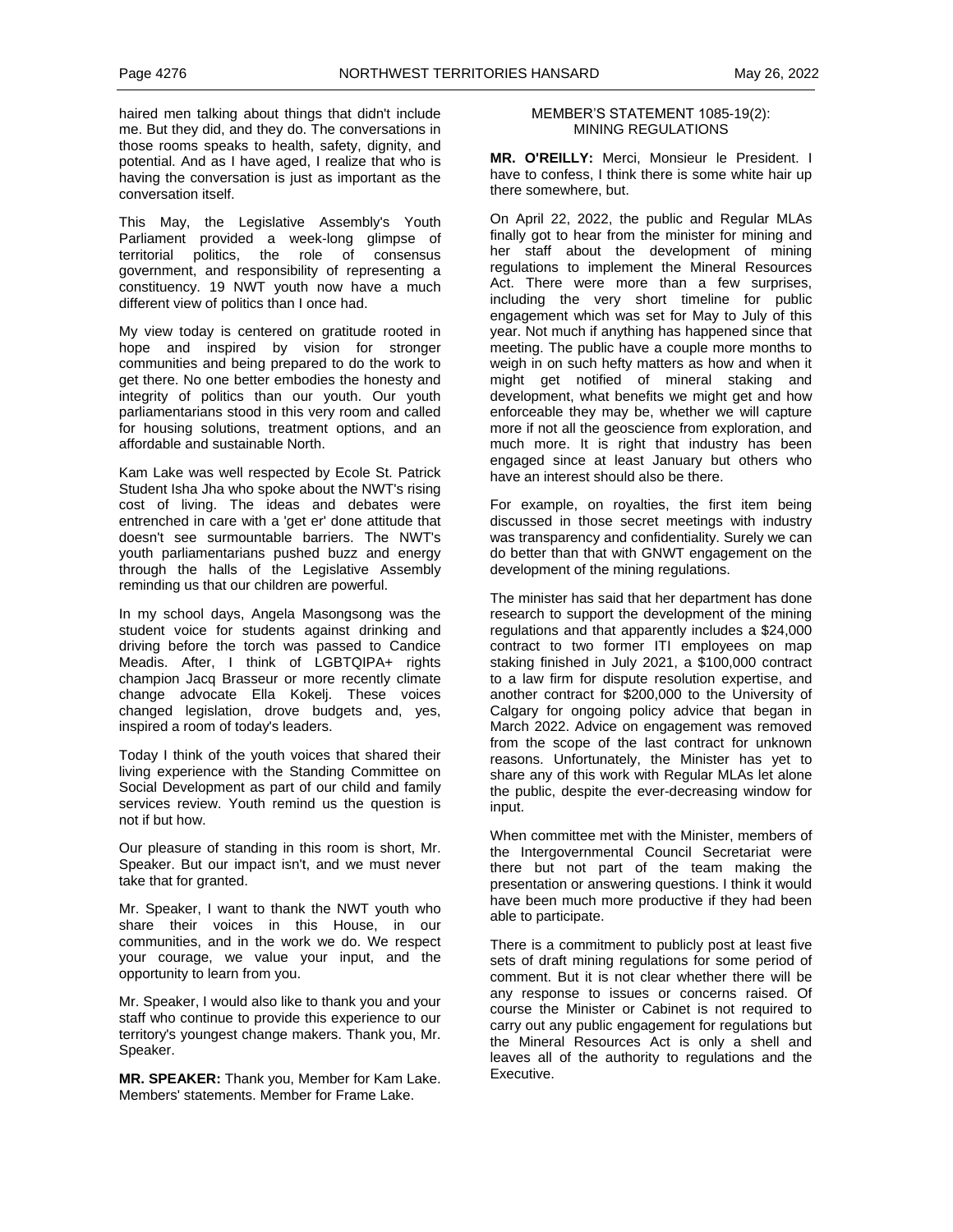haired men talking about things that didn't include me. But they did, and they do. The conversations in those rooms speaks to health, safety, dignity, and potential. And as I have aged, I realize that who is having the conversation is just as important as the conversation itself.

This May, the Legislative Assembly's Youth Parliament provided a week-long glimpse of territorial politics, the role of consensus government, and responsibility of representing a constituency. 19 NWT youth now have a much different view of politics than I once had.

My view today is centered on gratitude rooted in hope and inspired by vision for stronger communities and being prepared to do the work to get there. No one better embodies the honesty and integrity of politics than our youth. Our youth parliamentarians stood in this very room and called for housing solutions, treatment options, and an affordable and sustainable North.

Kam Lake was well respected by Ecole St. Patrick Student Isha Jha who spoke about the NWT's rising cost of living. The ideas and debates were entrenched in care with a 'get er' done attitude that doesn't see surmountable barriers. The NWT's youth parliamentarians pushed buzz and energy through the halls of the Legislative Assembly reminding us that our children are powerful.

In my school days, Angela Masongsong was the student voice for students against drinking and driving before the torch was passed to Candice Meadis. After, I think of LGBTQIPA+ rights champion Jacq Brasseur or more recently climate change advocate Ella Kokelj. These voices changed legislation, drove budgets and, yes, inspired a room of today's leaders.

Today I think of the youth voices that shared their living experience with the Standing Committee on Social Development as part of our child and family services review. Youth remind us the question is not if but how.

Our pleasure of standing in this room is short, Mr. Speaker. But our impact isn't, and we must never take that for granted.

Mr. Speaker, I want to thank the NWT youth who share their voices in this House, in our communities, and in the work we do. We respect your courage, we value your input, and the opportunity to learn from you.

Mr. Speaker, I would also like to thank you and your staff who continue to provide this experience to our territory's youngest change makers. Thank you, Mr. Speaker.

**MR. SPEAKER:** Thank you, Member for Kam Lake. Members' statements. Member for Frame Lake.

## MEMBER'S STATEMENT 1085-19(2): MINING REGULATIONS

**MR. O'REILLY:** Merci, Monsieur le President. I have to confess, I think there is some white hair up there somewhere, but.

On April 22, 2022, the public and Regular MLAs finally got to hear from the minister for mining and her staff about the development of mining regulations to implement the Mineral Resources Act. There were more than a few surprises, including the very short timeline for public engagement which was set for May to July of this year. Not much if anything has happened since that meeting. The public have a couple more months to weigh in on such hefty matters as how and when it might get notified of mineral staking and development, what benefits we might get and how enforceable they may be, whether we will capture more if not all the geoscience from exploration, and much more. It is right that industry has been engaged since at least January but others who have an interest should also be there.

For example, on royalties, the first item being discussed in those secret meetings with industry was transparency and confidentiality. Surely we can do better than that with GNWT engagement on the development of the mining regulations.

The minister has said that her department has done research to support the development of the mining regulations and that apparently includes a $24,000 contract to two former ITI employees on map staking finished in July 2021, a $100,000 contract to a law firm for dispute resolution expertise, and another contract for $200,000 to the University of Calgary for ongoing policy advice that began in March 2022. Advice on engagement was removed from the scope of the last contract for unknown reasons. Unfortunately, the Minister has yet to share any of this work with Regular MLAs let alone the public, despite the ever-decreasing window for input.

When committee met with the Minister, members of the Intergovernmental Council Secretariat were there but not part of the team making the presentation or answering questions. I think it would have been much more productive if they had been able to participate.

There is a commitment to publicly post at least five sets of draft mining regulations for some period of comment. But it is not clear whether there will be any response to issues or concerns raised. Of course the Minister or Cabinet is not required to carry out any public engagement for regulations but the Mineral Resources Act is only a shell and leaves all of the authority to regulations and the Executive.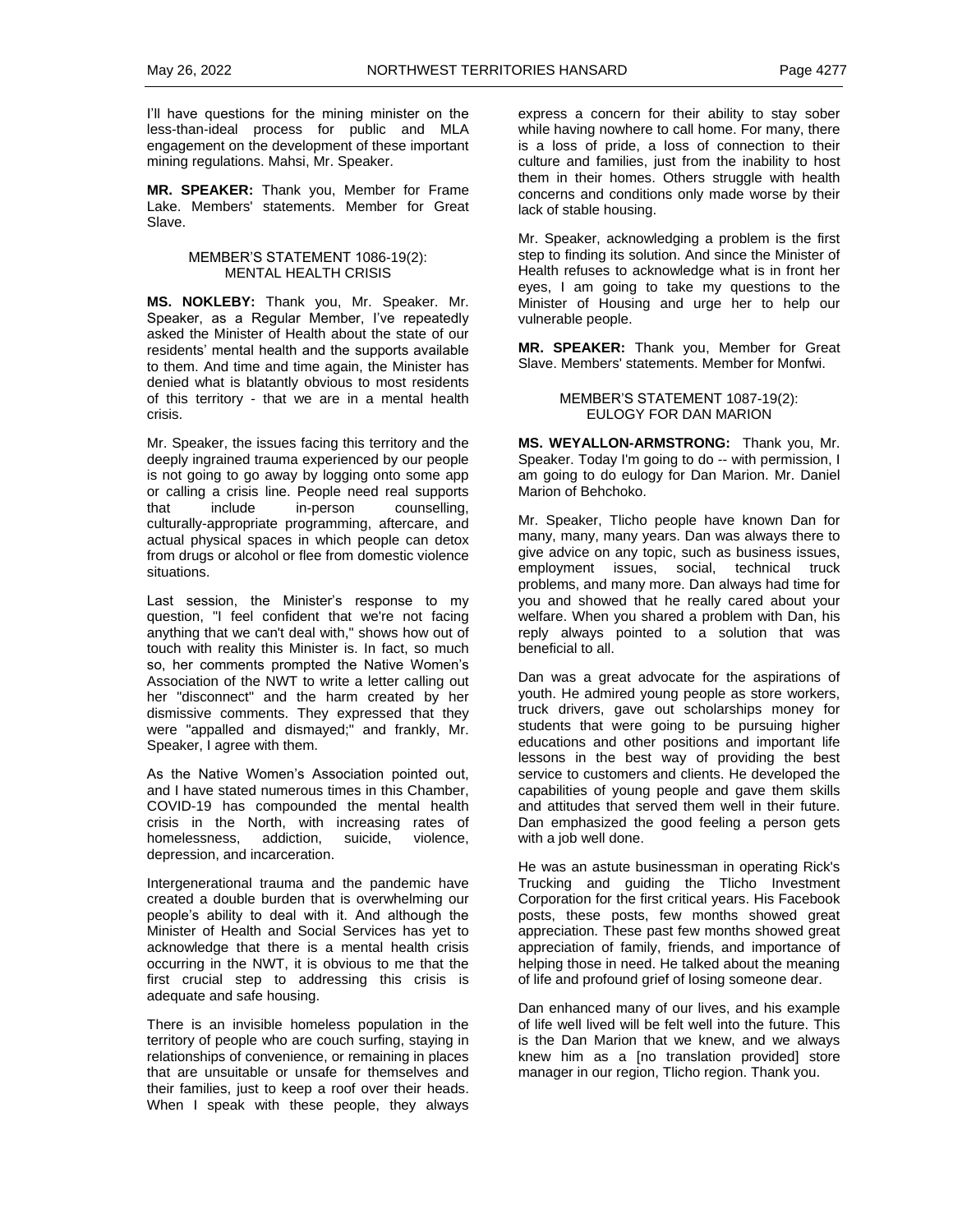I'll have questions for the mining minister on the less-than-ideal process for public and MLA engagement on the development of these important mining regulations. Mahsi, Mr. Speaker.

**MR. SPEAKER:** Thank you, Member for Frame Lake. Members' statements. Member for Great Slave.

### MEMBER'S STATEMENT 1086-19(2): MENTAL HEALTH CRISIS

**MS. NOKLEBY:** Thank you, Mr. Speaker. Mr. Speaker, as a Regular Member, I've repeatedly asked the Minister of Health about the state of our residents' mental health and the supports available to them. And time and time again, the Minister has denied what is blatantly obvious to most residents of this territory - that we are in a mental health crisis.

Mr. Speaker, the issues facing this territory and the deeply ingrained trauma experienced by our people is not going to go away by logging onto some app or calling a crisis line. People need real supports that include in-person counselling, culturally-appropriate programming, aftercare, and actual physical spaces in which people can detox from drugs or alcohol or flee from domestic violence situations.

Last session, the Minister's response to my question, "I feel confident that we're not facing anything that we can't deal with," shows how out of touch with reality this Minister is. In fact, so much so, her comments prompted the Native Women's Association of the NWT to write a letter calling out her "disconnect" and the harm created by her dismissive comments. They expressed that they were "appalled and dismayed;" and frankly, Mr. Speaker, I agree with them.

As the Native Women's Association pointed out, and I have stated numerous times in this Chamber, COVID-19 has compounded the mental health crisis in the North, with increasing rates of homelessness, addiction, suicide, violence, depression, and incarceration.

Intergenerational trauma and the pandemic have created a double burden that is overwhelming our people's ability to deal with it. And although the Minister of Health and Social Services has yet to acknowledge that there is a mental health crisis occurring in the NWT, it is obvious to me that the first crucial step to addressing this crisis is adequate and safe housing.

There is an invisible homeless population in the territory of people who are couch surfing, staying in relationships of convenience, or remaining in places that are unsuitable or unsafe for themselves and their families, just to keep a roof over their heads. When I speak with these people, they always express a concern for their ability to stay sober while having nowhere to call home. For many, there is a loss of pride, a loss of connection to their culture and families, just from the inability to host them in their homes. Others struggle with health concerns and conditions only made worse by their lack of stable housing.

Mr. Speaker, acknowledging a problem is the first step to finding its solution. And since the Minister of Health refuses to acknowledge what is in front her eyes, I am going to take my questions to the Minister of Housing and urge her to help our vulnerable people.

**MR. SPEAKER:** Thank you, Member for Great Slave. Members' statements. Member for Monfwi.

### MEMBER'S STATEMENT 1087-19(2): EULOGY FOR DAN MARION

**MS. WEYALLON-ARMSTRONG:** Thank you, Mr. Speaker. Today I'm going to do -- with permission, I am going to do eulogy for Dan Marion. Mr. Daniel Marion of Behchoko.

Mr. Speaker, Tlicho people have known Dan for many, many, many years. Dan was always there to give advice on any topic, such as business issues, employment issues, social, technical truck problems, and many more. Dan always had time for you and showed that he really cared about your welfare. When you shared a problem with Dan, his reply always pointed to a solution that was beneficial to all.

Dan was a great advocate for the aspirations of youth. He admired young people as store workers, truck drivers, gave out scholarships money for students that were going to be pursuing higher educations and other positions and important life lessons in the best way of providing the best service to customers and clients. He developed the capabilities of young people and gave them skills and attitudes that served them well in their future. Dan emphasized the good feeling a person gets with a job well done.

He was an astute businessman in operating Rick's Trucking and guiding the Tlicho Investment Corporation for the first critical years. His Facebook posts, these posts, few months showed great appreciation. These past few months showed great appreciation of family, friends, and importance of helping those in need. He talked about the meaning of life and profound grief of losing someone dear.

Dan enhanced many of our lives, and his example of life well lived will be felt well into the future. This is the Dan Marion that we knew, and we always knew him as a [no translation provided] store manager in our region, Tlicho region. Thank you.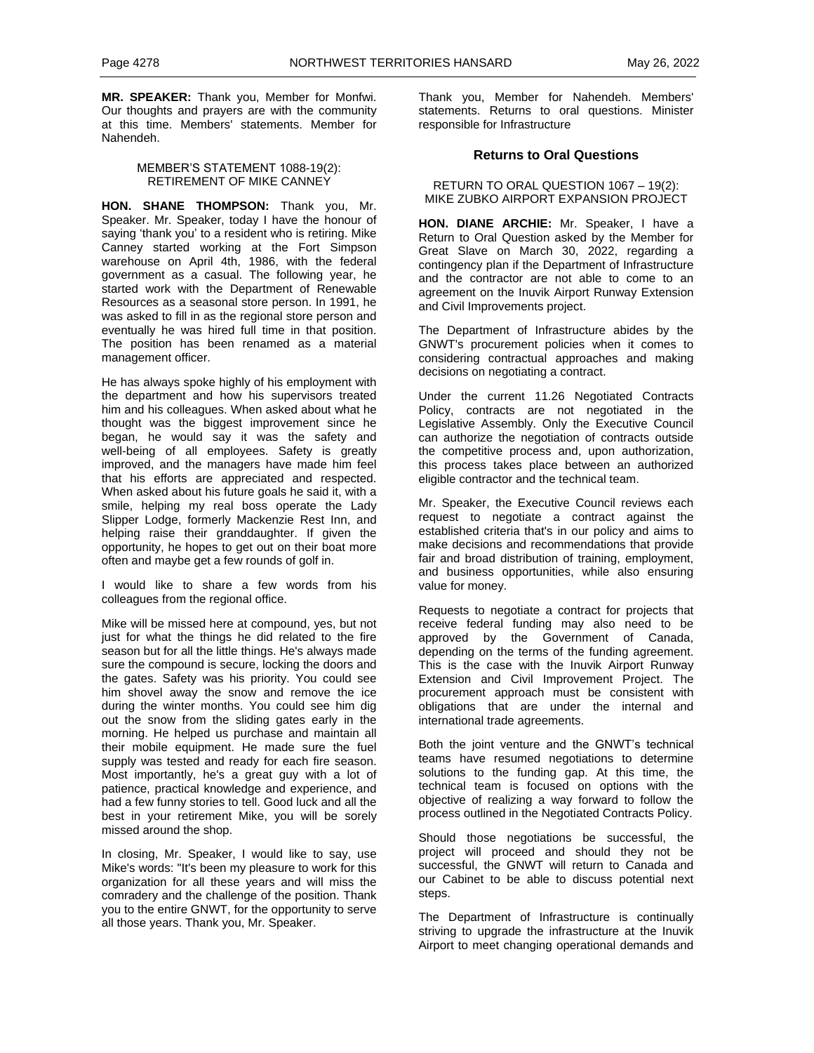**MR. SPEAKER:** Thank you, Member for Monfwi. Our thoughts and prayers are with the community at this time. Members' statements. Member for Nahendeh.

MEMBER'S STATEMENT 1088-19(2):
RETIREMENT OF MIKE CANNEY

**HON. SHANE THOMPSON:** Thank you, Mr. Speaker. Mr. Speaker, today I have the honour of saying 'thank you' to a resident who is retiring. Mike Canney started working at the Fort Simpson warehouse on April 4th, 1986, with the federal government as a casual. The following year, he started work with the Department of Renewable Resources as a seasonal store person. In 1991, he was asked to fill in as the regional store person and eventually he was hired full time in that position. The position has been renamed as a material management officer.

He has always spoke highly of his employment with the department and how his supervisors treated him and his colleagues. When asked about what he thought was the biggest improvement since he began, he would say it was the safety and well-being of all employees. Safety is greatly improved, and the managers have made him feel that his efforts are appreciated and respected. When asked about his future goals he said it, with a smile, helping my real boss operate the Lady Slipper Lodge, formerly Mackenzie Rest Inn, and helping raise their granddaughter. If given the opportunity, he hopes to get out on their boat more often and maybe get a few rounds of golf in.

I would like to share a few words from his colleagues from the regional office.

Mike will be missed here at compound, yes, but not just for what the things he did related to the fire season but for all the little things. He's always made sure the compound is secure, locking the doors and the gates. Safety was his priority. You could see him shovel away the snow and remove the ice during the winter months. You could see him dig out the snow from the sliding gates early in the morning. He helped us purchase and maintain all their mobile equipment. He made sure the fuel supply was tested and ready for each fire season. Most importantly, he's a great guy with a lot of patience, practical knowledge and experience, and had a few funny stories to tell. Good luck and all the best in your retirement Mike, you will be sorely missed around the shop.

In closing, Mr. Speaker, I would like to say, use Mike's words: "It's been my pleasure to work for this organization for all these years and will miss the comradery and the challenge of the position. Thank you to the entire GNWT, for the opportunity to serve all those years. Thank you, Mr. Speaker.

Thank you, Member for Nahendeh. Members' statements. Returns to oral questions. Minister responsible for Infrastructure

## Returns to Oral Questions

RETURN TO ORAL QUESTION 1067 – 19(2):
MIKE ZUBKO AIRPORT EXPANSION PROJECT

**HON. DIANE ARCHIE:** Mr. Speaker, I have a Return to Oral Question asked by the Member for Great Slave on March 30, 2022, regarding a contingency plan if the Department of Infrastructure and the contractor are not able to come to an agreement on the Inuvik Airport Runway Extension and Civil Improvements project.

The Department of Infrastructure abides by the GNWT's procurement policies when it comes to considering contractual approaches and making decisions on negotiating a contract.

Under the current 11.26 Negotiated Contracts Policy, contracts are not negotiated in the Legislative Assembly. Only the Executive Council can authorize the negotiation of contracts outside the competitive process and, upon authorization, this process takes place between an authorized eligible contractor and the technical team.

Mr. Speaker, the Executive Council reviews each request to negotiate a contract against the established criteria that's in our policy and aims to make decisions and recommendations that provide fair and broad distribution of training, employment, and business opportunities, while also ensuring value for money.

Requests to negotiate a contract for projects that receive federal funding may also need to be approved by the Government of Canada, depending on the terms of the funding agreement. This is the case with the Inuvik Airport Runway Extension and Civil Improvement Project. The procurement approach must be consistent with obligations that are under the internal and international trade agreements.

Both the joint venture and the GNWT's technical teams have resumed negotiations to determine solutions to the funding gap. At this time, the technical team is focused on options with the objective of realizing a way forward to follow the process outlined in the Negotiated Contracts Policy.

Should those negotiations be successful, the project will proceed and should they not be successful, the GNWT will return to Canada and our Cabinet to be able to discuss potential next steps.

The Department of Infrastructure is continually striving to upgrade the infrastructure at the Inuvik Airport to meet changing operational demands and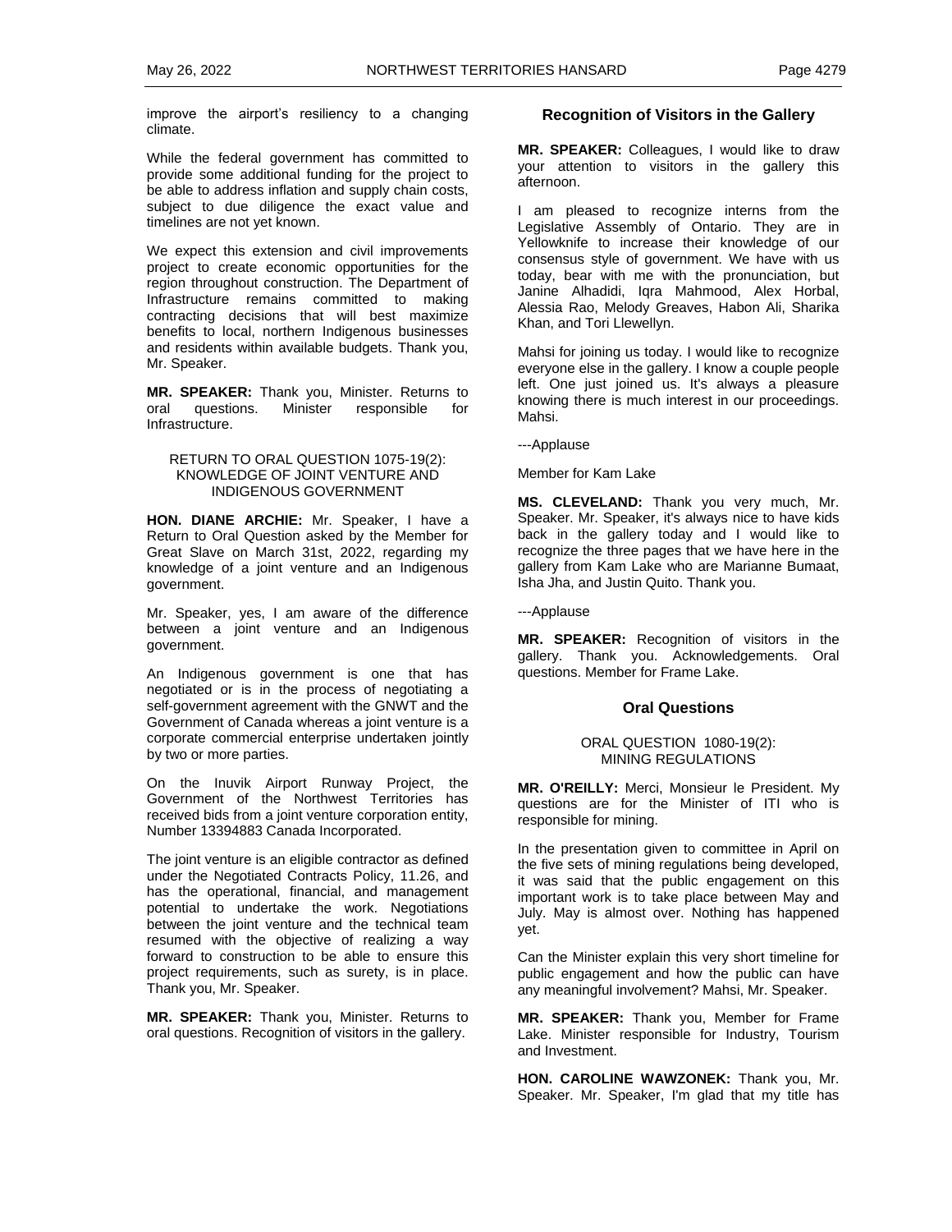improve the airport's resiliency to a changing climate.

While the federal government has committed to provide some additional funding for the project to be able to address inflation and supply chain costs, subject to due diligence the exact value and timelines are not yet known.

We expect this extension and civil improvements project to create economic opportunities for the region throughout construction. The Department of Infrastructure remains committed to making contracting decisions that will best maximize benefits to local, northern Indigenous businesses and residents within available budgets. Thank you, Mr. Speaker.

**MR. SPEAKER:** Thank you, Minister. Returns to oral questions. Minister responsible for Infrastructure.

RETURN TO ORAL QUESTION 1075-19(2): KNOWLEDGE OF JOINT VENTURE AND INDIGENOUS GOVERNMENT

**HON. DIANE ARCHIE:** Mr. Speaker, I have a Return to Oral Question asked by the Member for Great Slave on March 31st, 2022, regarding my knowledge of a joint venture and an Indigenous government.

Mr. Speaker, yes, I am aware of the difference between a joint venture and an Indigenous government.

An Indigenous government is one that has negotiated or is in the process of negotiating a self-government agreement with the GNWT and the Government of Canada whereas a joint venture is a corporate commercial enterprise undertaken jointly by two or more parties.

On the Inuvik Airport Runway Project, the Government of the Northwest Territories has received bids from a joint venture corporation entity, Number 13394883 Canada Incorporated.

The joint venture is an eligible contractor as defined under the Negotiated Contracts Policy, 11.26, and has the operational, financial, and management potential to undertake the work. Negotiations between the joint venture and the technical team resumed with the objective of realizing a way forward to construction to be able to ensure this project requirements, such as surety, is in place. Thank you, Mr. Speaker.

**MR. SPEAKER:** Thank you, Minister. Returns to oral questions. Recognition of visitors in the gallery.

## Recognition of Visitors in the Gallery

**MR. SPEAKER:** Colleagues, I would like to draw your attention to visitors in the gallery this afternoon.

I am pleased to recognize interns from the Legislative Assembly of Ontario. They are in Yellowknife to increase their knowledge of our consensus style of government. We have with us today, bear with me with the pronunciation, but Janine Alhadidi, Iqra Mahmood, Alex Horbal, Alessia Rao, Melody Greaves, Habon Ali, Sharika Khan, and Tori Llewellyn.

Mahsi for joining us today. I would like to recognize everyone else in the gallery. I know a couple people left. One just joined us. It's always a pleasure knowing there is much interest in our proceedings. Mahsi.

---Applause

Member for Kam Lake

**MS. CLEVELAND:** Thank you very much, Mr. Speaker. Mr. Speaker, it's always nice to have kids back in the gallery today and I would like to recognize the three pages that we have here in the gallery from Kam Lake who are Marianne Bumaat, Isha Jha, and Justin Quito. Thank you.

---Applause

**MR. SPEAKER:** Recognition of visitors in the gallery. Thank you. Acknowledgements. Oral questions. Member for Frame Lake.

## Oral Questions

ORAL QUESTION 1080-19(2): MINING REGULATIONS

**MR. O'REILLY:** Merci, Monsieur le President. My questions are for the Minister of ITI who is responsible for mining.

In the presentation given to committee in April on the five sets of mining regulations being developed, it was said that the public engagement on this important work is to take place between May and July. May is almost over. Nothing has happened yet.

Can the Minister explain this very short timeline for public engagement and how the public can have any meaningful involvement? Mahsi, Mr. Speaker.

**MR. SPEAKER:** Thank you, Member for Frame Lake. Minister responsible for Industry, Tourism and Investment.

**HON. CAROLINE WAWZONEK:** Thank you, Mr. Speaker. Mr. Speaker, I'm glad that my title has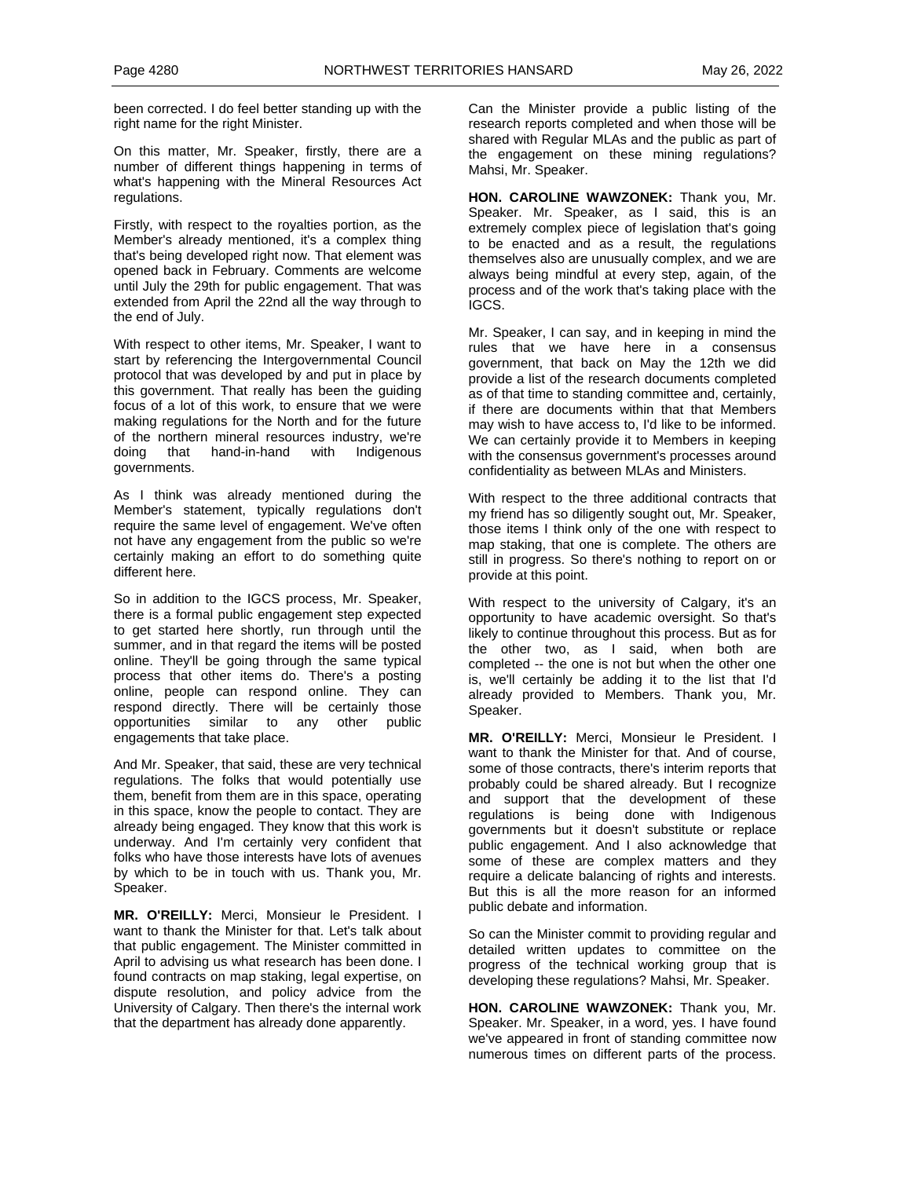been corrected. I do feel better standing up with the right name for the right Minister.

On this matter, Mr. Speaker, firstly, there are a number of different things happening in terms of what's happening with the Mineral Resources Act regulations.

Firstly, with respect to the royalties portion, as the Member's already mentioned, it's a complex thing that's being developed right now. That element was opened back in February. Comments are welcome until July the 29th for public engagement. That was extended from April the 22nd all the way through to the end of July.

With respect to other items, Mr. Speaker, I want to start by referencing the Intergovernmental Council protocol that was developed by and put in place by this government. That really has been the guiding focus of a lot of this work, to ensure that we were making regulations for the North and for the future of the northern mineral resources industry, we're doing that hand-in-hand with Indigenous governments.

As I think was already mentioned during the Member's statement, typically regulations don't require the same level of engagement. We've often not have any engagement from the public so we're certainly making an effort to do something quite different here.

So in addition to the IGCS process, Mr. Speaker, there is a formal public engagement step expected to get started here shortly, run through until the summer, and in that regard the items will be posted online. They'll be going through the same typical process that other items do. There's a posting online, people can respond online. They can respond directly. There will be certainly those opportunities similar to any other public engagements that take place.

And Mr. Speaker, that said, these are very technical regulations. The folks that would potentially use them, benefit from them are in this space, operating in this space, know the people to contact. They are already being engaged. They know that this work is underway. And I'm certainly very confident that folks who have those interests have lots of avenues by which to be in touch with us. Thank you, Mr. Speaker.

**MR. O'REILLY:** Merci, Monsieur le President. I want to thank the Minister for that. Let's talk about that public engagement. The Minister committed in April to advising us what research has been done. I found contracts on map staking, legal expertise, on dispute resolution, and policy advice from the University of Calgary. Then there's the internal work that the department has already done apparently.

Can the Minister provide a public listing of the research reports completed and when those will be shared with Regular MLAs and the public as part of the engagement on these mining regulations? Mahsi, Mr. Speaker.

**HON. CAROLINE WAWZONEK:** Thank you, Mr. Speaker. Mr. Speaker, as I said, this is an extremely complex piece of legislation that's going to be enacted and as a result, the regulations themselves also are unusually complex, and we are always being mindful at every step, again, of the process and of the work that's taking place with the IGCS.

Mr. Speaker, I can say, and in keeping in mind the rules that we have here in a consensus government, that back on May the 12th we did provide a list of the research documents completed as of that time to standing committee and, certainly, if there are documents within that that Members may wish to have access to, I'd like to be informed. We can certainly provide it to Members in keeping with the consensus government's processes around confidentiality as between MLAs and Ministers.

With respect to the three additional contracts that my friend has so diligently sought out, Mr. Speaker, those items I think only of the one with respect to map staking, that one is complete. The others are still in progress. So there's nothing to report on or provide at this point.

With respect to the university of Calgary, it's an opportunity to have academic oversight. So that's likely to continue throughout this process. But as for the other two, as I said, when both are completed -- the one is not but when the other one is, we'll certainly be adding it to the list that I'd already provided to Members. Thank you, Mr. Speaker.

**MR. O'REILLY:** Merci, Monsieur le President. I want to thank the Minister for that. And of course, some of those contracts, there's interim reports that probably could be shared already. But I recognize and support that the development of these regulations is being done with Indigenous governments but it doesn't substitute or replace public engagement. And I also acknowledge that some of these are complex matters and they require a delicate balancing of rights and interests. But this is all the more reason for an informed public debate and information.

So can the Minister commit to providing regular and detailed written updates to committee on the progress of the technical working group that is developing these regulations? Mahsi, Mr. Speaker.

**HON. CAROLINE WAWZONEK:** Thank you, Mr. Speaker. Mr. Speaker, in a word, yes. I have found we've appeared in front of standing committee now numerous times on different parts of the process.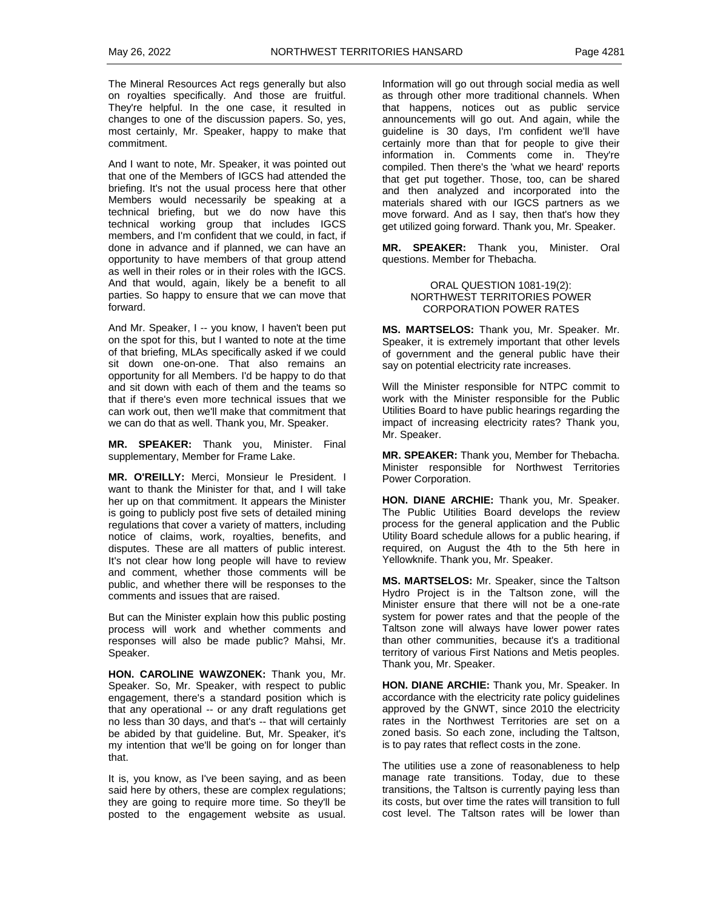The Mineral Resources Act regs generally but also on royalties specifically. And those are fruitful. They're helpful. In the one case, it resulted in changes to one of the discussion papers. So, yes, most certainly, Mr. Speaker, happy to make that commitment.

And I want to note, Mr. Speaker, it was pointed out that one of the Members of IGCS had attended the briefing. It's not the usual process here that other Members would necessarily be speaking at a technical briefing, but we do now have this technical working group that includes IGCS members, and I'm confident that we could, in fact, if done in advance and if planned, we can have an opportunity to have members of that group attend as well in their roles or in their roles with the IGCS. And that would, again, likely be a benefit to all parties. So happy to ensure that we can move that forward.

And Mr. Speaker, I -- you know, I haven't been put on the spot for this, but I wanted to note at the time of that briefing, MLAs specifically asked if we could sit down one-on-one. That also remains an opportunity for all Members. I'd be happy to do that and sit down with each of them and the teams so that if there's even more technical issues that we can work out, then we'll make that commitment that we can do that as well. Thank you, Mr. Speaker.

**MR. SPEAKER:** Thank you, Minister. Final supplementary, Member for Frame Lake.

**MR. O'REILLY:** Merci, Monsieur le President. I want to thank the Minister for that, and I will take her up on that commitment. It appears the Minister is going to publicly post five sets of detailed mining regulations that cover a variety of matters, including notice of claims, work, royalties, benefits, and disputes. These are all matters of public interest. It's not clear how long people will have to review and comment, whether those comments will be public, and whether there will be responses to the comments and issues that are raised.

But can the Minister explain how this public posting process will work and whether comments and responses will also be made public? Mahsi, Mr. Speaker.

**HON. CAROLINE WAWZONEK:** Thank you, Mr. Speaker. So, Mr. Speaker, with respect to public engagement, there's a standard position which is that any operational -- or any draft regulations get no less than 30 days, and that's -- that will certainly be abided by that guideline. But, Mr. Speaker, it's my intention that we'll be going on for longer than that.

It is, you know, as I've been saying, and as been said here by others, these are complex regulations; they are going to require more time. So they'll be posted to the engagement website as usual. Information will go out through social media as well as through other more traditional channels. When that happens, notices out as public service announcements will go out. And again, while the guideline is 30 days, I'm confident we'll have certainly more than that for people to give their information in. Comments come in. They're compiled. Then there's the 'what we heard' reports that get put together. Those, too, can be shared and then analyzed and incorporated into the materials shared with our IGCS partners as we move forward. And as I say, then that's how they get utilized going forward. Thank you, Mr. Speaker.

**MR. SPEAKER:** Thank you, Minister. Oral questions. Member for Thebacha.

### ORAL QUESTION 1081-19(2): NORTHWEST TERRITORIES POWER CORPORATION POWER RATES

**MS. MARTSELOS:** Thank you, Mr. Speaker. Mr. Speaker, it is extremely important that other levels of government and the general public have their say on potential electricity rate increases.

Will the Minister responsible for NTPC commit to work with the Minister responsible for the Public Utilities Board to have public hearings regarding the impact of increasing electricity rates? Thank you, Mr. Speaker.

**MR. SPEAKER:** Thank you, Member for Thebacha. Minister responsible for Northwest Territories Power Corporation.

**HON. DIANE ARCHIE:** Thank you, Mr. Speaker. The Public Utilities Board develops the review process for the general application and the Public Utility Board schedule allows for a public hearing, if required, on August the 4th to the 5th here in Yellowknife. Thank you, Mr. Speaker.

**MS. MARTSELOS:** Mr. Speaker, since the Taltson Hydro Project is in the Taltson zone, will the Minister ensure that there will not be a one-rate system for power rates and that the people of the Taltson zone will always have lower power rates than other communities, because it's a traditional territory of various First Nations and Metis peoples. Thank you, Mr. Speaker.

**HON. DIANE ARCHIE:** Thank you, Mr. Speaker. In accordance with the electricity rate policy guidelines approved by the GNWT, since 2010 the electricity rates in the Northwest Territories are set on a zoned basis. So each zone, including the Taltson, is to pay rates that reflect costs in the zone.

The utilities use a zone of reasonableness to help manage rate transitions. Today, due to these transitions, the Taltson is currently paying less than its costs, but over time the rates will transition to full cost level. The Taltson rates will be lower than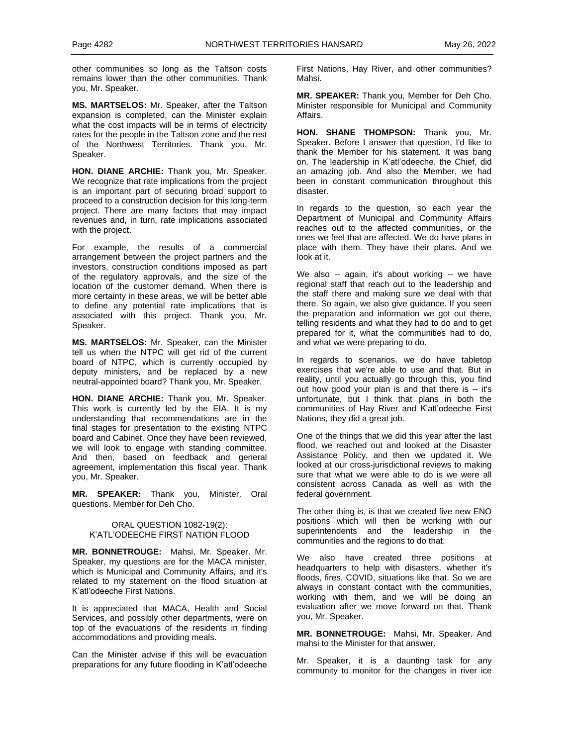other communities so long as the Taltson costs remains lower than the other communities. Thank you, Mr. Speaker.

**MS. MARTSELOS:** Mr. Speaker, after the Taltson expansion is completed, can the Minister explain what the cost impacts will be in terms of electricity rates for the people in the Taltson zone and the rest of the Northwest Territories. Thank you, Mr. Speaker.

**HON. DIANE ARCHIE:** Thank you, Mr. Speaker. We recognize that rate implications from the project is an important part of securing broad support to proceed to a construction decision for this long-term project. There are many factors that may impact revenues and, in turn, rate implications associated with the project.

For example, the results of a commercial arrangement between the project partners and the investors, construction conditions imposed as part of the regulatory approvals, and the size of the location of the customer demand. When there is more certainty in these areas, we will be better able to define any potential rate implications that is associated with this project. Thank you, Mr. Speaker.

**MS. MARTSELOS:** Mr. Speaker, can the Minister tell us when the NTPC will get rid of the current board of NTPC, which is currently occupied by deputy ministers, and be replaced by a new neutral-appointed board? Thank you, Mr. Speaker.

**HON. DIANE ARCHIE:** Thank you, Mr. Speaker. This work is currently led by the EIA. It is my understanding that recommendations are in the final stages for presentation to the existing NTPC board and Cabinet. Once they have been reviewed, we will look to engage with standing committee. And then, based on feedback and general agreement, implementation this fiscal year. Thank you, Mr. Speaker.

**MR. SPEAKER:** Thank you, Minister. Oral questions. Member for Deh Cho.

### ORAL QUESTION 1082-19(2): K'ATL'ODEECHE FIRST NATION FLOOD

**MR. BONNETROUGE:** Mahsi, Mr. Speaker. Mr. Speaker, my questions are for the MACA minister, which is Municipal and Community Affairs, and it's related to my statement on the flood situation at K'atl'odeeche First Nations.

It is appreciated that MACA, Health and Social Services, and possibly other departments, were on top of the evacuations of the residents in finding accommodations and providing meals.

Can the Minister advise if this will be evacuation preparations for any future flooding in K'atl'odeeche First Nations, Hay River, and other communities? Mahsi.

**MR. SPEAKER:** Thank you, Member for Deh Cho. Minister responsible for Municipal and Community Affairs.

**HON. SHANE THOMPSON:** Thank you, Mr. Speaker. Before I answer that question, I'd like to thank the Member for his statement. It was bang on. The leadership in K'atl'odeeche, the Chief, did an amazing job. And also the Member, we had been in constant communication throughout this disaster.

In regards to the question, so each year the Department of Municipal and Community Affairs reaches out to the affected communities, or the ones we feel that are affected. We do have plans in place with them. They have their plans. And we look at it.

We also -- again, it's about working -- we have regional staff that reach out to the leadership and the staff there and making sure we deal with that there. So again, we also give guidance. If you seen the preparation and information we got out there, telling residents and what they had to do and to get prepared for it, what the communities had to do, and what we were preparing to do.

In regards to scenarios, we do have tabletop exercises that we're able to use and that. But in reality, until you actually go through this, you find out how good your plan is and that there is -- it's unfortunate, but I think that plans in both the communities of Hay River and K'atl'odeeche First Nations, they did a great job.

One of the things that we did this year after the last flood, we reached out and looked at the Disaster Assistance Policy, and then we updated it. We looked at our cross-jurisdictional reviews to making sure that what we were able to do is we were all consistent across Canada as well as with the federal government.

The other thing is, is that we created five new ENO positions which will then be working with our superintendents and the leadership in the communities and the regions to do that.

We also have created three positions at headquarters to help with disasters, whether it's floods, fires, COVID, situations like that. So we are always in constant contact with the communities, working with them, and we will be doing an evaluation after we move forward on that. Thank you, Mr. Speaker.

**MR. BONNETROUGE:** Mahsi, Mr. Speaker. And mahsi to the Minister for that answer.

Mr. Speaker, it is a daunting task for any community to monitor for the changes in river ice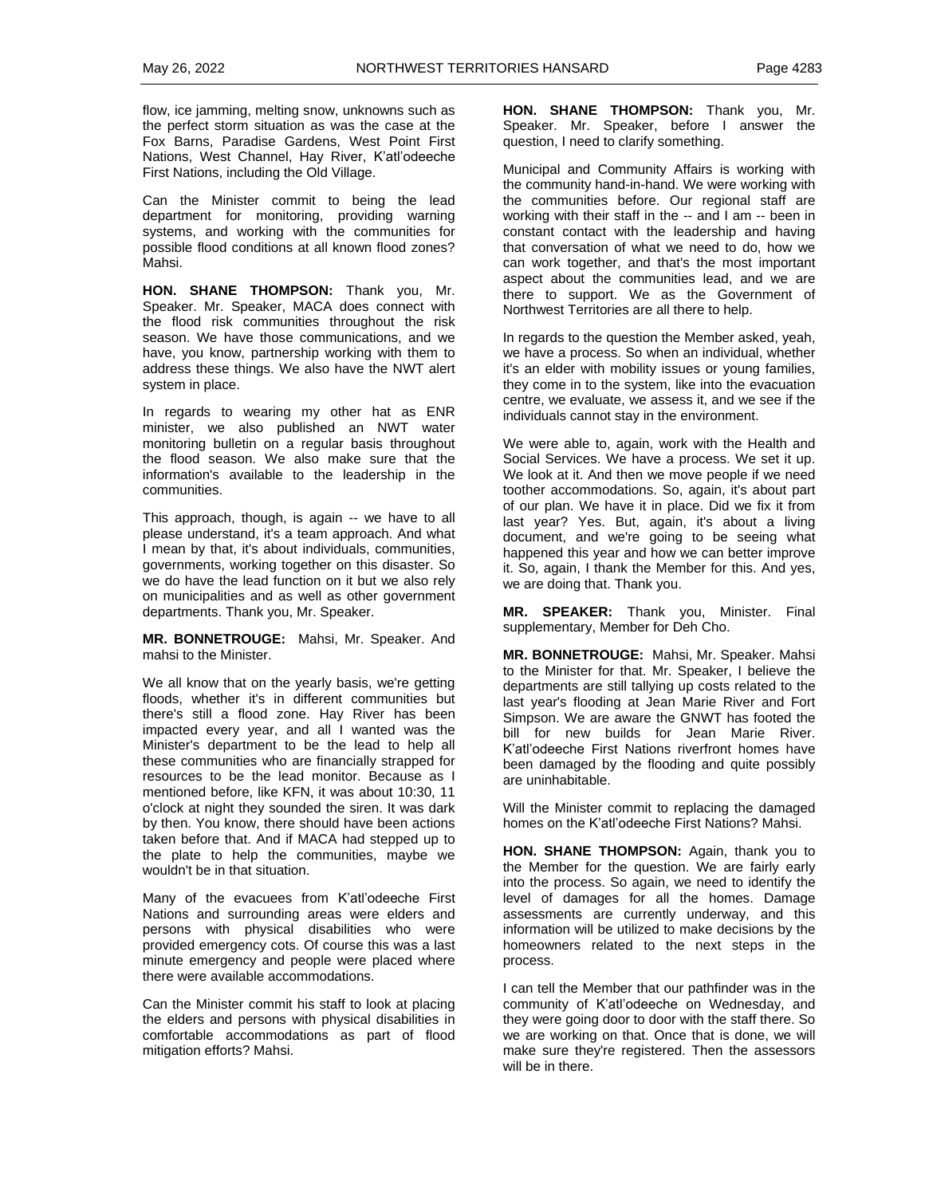flow, ice jamming, melting snow, unknowns such as the perfect storm situation as was the case at the Fox Barns, Paradise Gardens, West Point First Nations, West Channel, Hay River, K'atl'odeeche First Nations, including the Old Village.

Can the Minister commit to being the lead department for monitoring, providing warning systems, and working with the communities for possible flood conditions at all known flood zones? Mahsi.

**HON. SHANE THOMPSON:** Thank you, Mr. Speaker. Mr. Speaker, MACA does connect with the flood risk communities throughout the risk season. We have those communications, and we have, you know, partnership working with them to address these things. We also have the NWT alert system in place.

In regards to wearing my other hat as ENR minister, we also published an NWT water monitoring bulletin on a regular basis throughout the flood season. We also make sure that the information's available to the leadership in the communities.

This approach, though, is again -- we have to all please understand, it's a team approach. And what I mean by that, it's about individuals, communities, governments, working together on this disaster. So we do have the lead function on it but we also rely on municipalities and as well as other government departments. Thank you, Mr. Speaker.

**MR. BONNETROUGE:** Mahsi, Mr. Speaker. And mahsi to the Minister.

We all know that on the yearly basis, we're getting floods, whether it's in different communities but there's still a flood zone. Hay River has been impacted every year, and all I wanted was the Minister's department to be the lead to help all these communities who are financially strapped for resources to be the lead monitor. Because as I mentioned before, like KFN, it was about 10:30, 11 o'clock at night they sounded the siren. It was dark by then. You know, there should have been actions taken before that. And if MACA had stepped up to the plate to help the communities, maybe we wouldn't be in that situation.

Many of the evacuees from K'atl'odeeche First Nations and surrounding areas were elders and persons with physical disabilities who were provided emergency cots. Of course this was a last minute emergency and people were placed where there were available accommodations.

Can the Minister commit his staff to look at placing the elders and persons with physical disabilities in comfortable accommodations as part of flood mitigation efforts? Mahsi.

**HON. SHANE THOMPSON:** Thank you, Mr. Speaker. Mr. Speaker, before I answer the question, I need to clarify something.

Municipal and Community Affairs is working with the community hand-in-hand. We were working with the communities before. Our regional staff are working with their staff in the -- and I am -- been in constant contact with the leadership and having that conversation of what we need to do, how we can work together, and that's the most important aspect about the communities lead, and we are there to support. We as the Government of Northwest Territories are all there to help.

In regards to the question the Member asked, yeah, we have a process. So when an individual, whether it's an elder with mobility issues or young families, they come in to the system, like into the evacuation centre, we evaluate, we assess it, and we see if the individuals cannot stay in the environment.

We were able to, again, work with the Health and Social Services. We have a process. We set it up. We look at it. And then we move people if we need toother accommodations. So, again, it's about part of our plan. We have it in place. Did we fix it from last year? Yes. But, again, it's about a living document, and we're going to be seeing what happened this year and how we can better improve it. So, again, I thank the Member for this. And yes, we are doing that. Thank you.

**MR. SPEAKER:** Thank you, Minister. Final supplementary, Member for Deh Cho.

**MR. BONNETROUGE:** Mahsi, Mr. Speaker. Mahsi to the Minister for that. Mr. Speaker, I believe the departments are still tallying up costs related to the last year's flooding at Jean Marie River and Fort Simpson. We are aware the GNWT has footed the bill for new builds for Jean Marie River. K'atl'odeeche First Nations riverfront homes have been damaged by the flooding and quite possibly are uninhabitable.

Will the Minister commit to replacing the damaged homes on the K'atl'odeeche First Nations? Mahsi.

**HON. SHANE THOMPSON:** Again, thank you to the Member for the question. We are fairly early into the process. So again, we need to identify the level of damages for all the homes. Damage assessments are currently underway, and this information will be utilized to make decisions by the homeowners related to the next steps in the process.

I can tell the Member that our pathfinder was in the community of K'atl'odeeche on Wednesday, and they were going door to door with the staff there. So we are working on that. Once that is done, we will make sure they're registered. Then the assessors will be in there.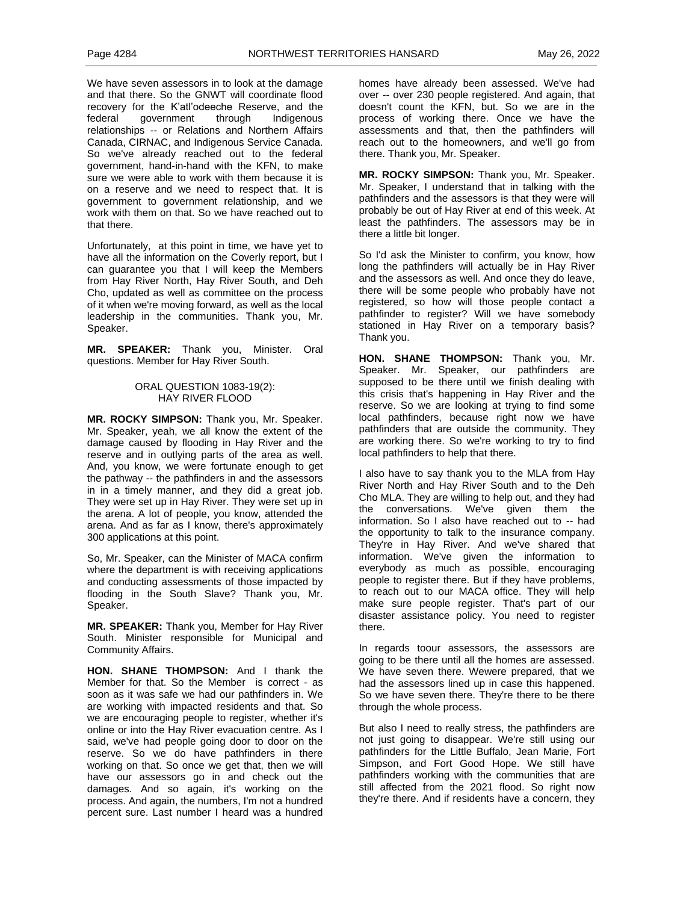We have seven assessors in to look at the damage and that there. So the GNWT will coordinate flood recovery for the K'atl'odeeche Reserve, and the federal government through Indigenous relationships -- or Relations and Northern Affairs Canada, CIRNAC, and Indigenous Service Canada. So we've already reached out to the federal government, hand-in-hand with the KFN, to make sure we were able to work with them because it is on a reserve and we need to respect that. It is government to government relationship, and we work with them on that. So we have reached out to that there.

Unfortunately, at this point in time, we have yet to have all the information on the Coverly report, but I can guarantee you that I will keep the Members from Hay River North, Hay River South, and Deh Cho, updated as well as committee on the process of it when we're moving forward, as well as the local leadership in the communities. Thank you, Mr. Speaker.

**MR. SPEAKER:** Thank you, Minister. Oral questions. Member for Hay River South.

### ORAL QUESTION 1083-19(2): HAY RIVER FLOOD

**MR. ROCKY SIMPSON:** Thank you, Mr. Speaker. Mr. Speaker, yeah, we all know the extent of the damage caused by flooding in Hay River and the reserve and in outlying parts of the area as well. And, you know, we were fortunate enough to get the pathway -- the pathfinders in and the assessors in in a timely manner, and they did a great job. They were set up in Hay River. They were set up in the arena. A lot of people, you know, attended the arena. And as far as I know, there's approximately 300 applications at this point.

So, Mr. Speaker, can the Minister of MACA confirm where the department is with receiving applications and conducting assessments of those impacted by flooding in the South Slave? Thank you, Mr. Speaker.

**MR. SPEAKER:** Thank you, Member for Hay River South. Minister responsible for Municipal and Community Affairs.

**HON. SHANE THOMPSON:** And I thank the Member for that. So the Member is correct - as soon as it was safe we had our pathfinders in. We are working with impacted residents and that. So we are encouraging people to register, whether it's online or into the Hay River evacuation centre. As I said, we've had people going door to door on the reserve. So we do have pathfinders in there working on that. So once we get that, then we will have our assessors go in and check out the damages. And so again, it's working on the process. And again, the numbers, I'm not a hundred percent sure. Last number I heard was a hundred homes have already been assessed. We've had over -- over 230 people registered. And again, that doesn't count the KFN, but. So we are in the process of working there. Once we have the assessments and that, then the pathfinders will reach out to the homeowners, and we'll go from there. Thank you, Mr. Speaker.

**MR. ROCKY SIMPSON:** Thank you, Mr. Speaker. Mr. Speaker, I understand that in talking with the pathfinders and the assessors is that they were will probably be out of Hay River at end of this week. At least the pathfinders. The assessors may be in there a little bit longer.

So I'd ask the Minister to confirm, you know, how long the pathfinders will actually be in Hay River and the assessors as well. And once they do leave, there will be some people who probably have not registered, so how will those people contact a pathfinder to register? Will we have somebody stationed in Hay River on a temporary basis? Thank you.

**HON. SHANE THOMPSON:** Thank you, Mr. Speaker. Mr. Speaker, our pathfinders are supposed to be there until we finish dealing with this crisis that's happening in Hay River and the reserve. So we are looking at trying to find some local pathfinders, because right now we have pathfinders that are outside the community. They are working there. So we're working to try to find local pathfinders to help that there.

I also have to say thank you to the MLA from Hay River North and Hay River South and to the Deh Cho MLA. They are willing to help out, and they had the conversations. We've given them the information. So I also have reached out to -- had the opportunity to talk to the insurance company. They're in Hay River. And we've shared that information. We've given the information to everybody as much as possible, encouraging people to register there. But if they have problems, to reach out to our MACA office. They will help make sure people register. That's part of our disaster assistance policy. You need to register there.

In regards toour assessors, the assessors are going to be there until all the homes are assessed. We have seven there. Wewere prepared, that we had the assessors lined up in case this happened. So we have seven there. They're there to be there through the whole process.

But also I need to really stress, the pathfinders are not just going to disappear. We're still using our pathfinders for the Little Buffalo, Jean Marie, Fort Simpson, and Fort Good Hope. We still have pathfinders working with the communities that are still affected from the 2021 flood. So right now they're there. And if residents have a concern, they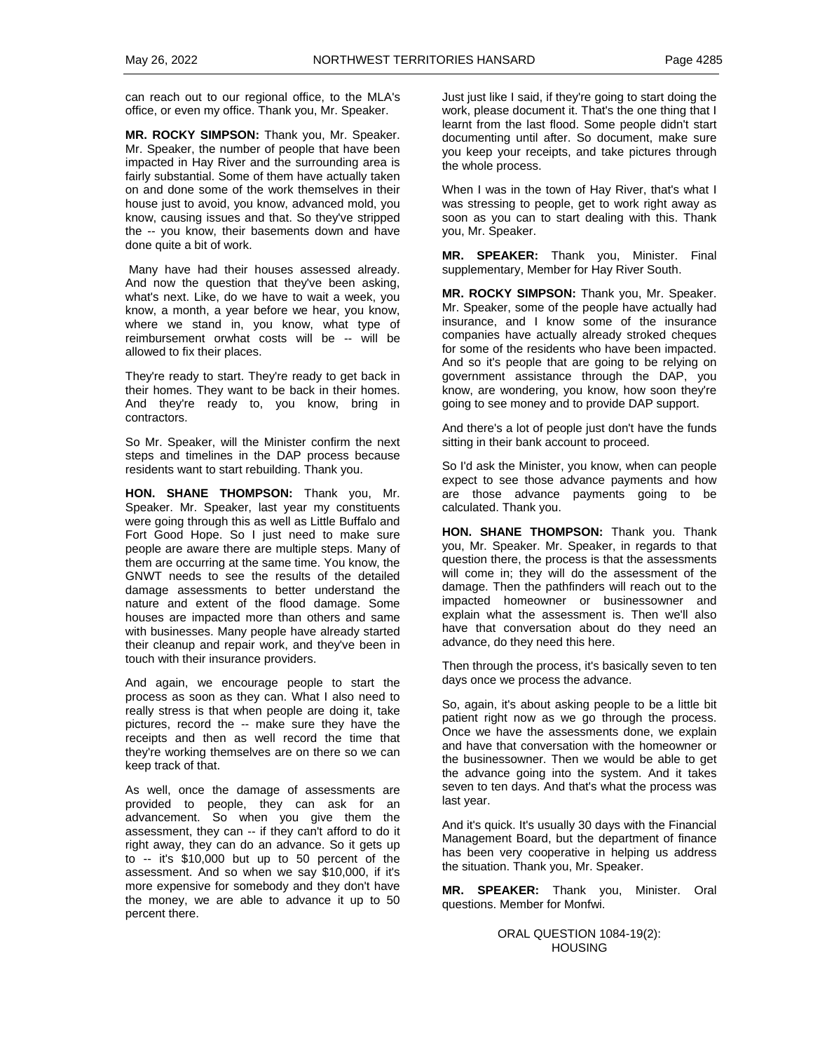can reach out to our regional office, to the MLA's office, or even my office. Thank you, Mr. Speaker.

**MR. ROCKY SIMPSON:** Thank you, Mr. Speaker. Mr. Speaker, the number of people that have been impacted in Hay River and the surrounding area is fairly substantial. Some of them have actually taken on and done some of the work themselves in their house just to avoid, you know, advanced mold, you know, causing issues and that. So they've stripped the -- you know, their basements down and have done quite a bit of work.

Many have had their houses assessed already. And now the question that they've been asking, what's next. Like, do we have to wait a week, you know, a month, a year before we hear, you know, where we stand in, you know, what type of reimbursement orwhat costs will be -- will be allowed to fix their places.

They're ready to start. They're ready to get back in their homes. They want to be back in their homes. And they're ready to, you know, bring in contractors.

So Mr. Speaker, will the Minister confirm the next steps and timelines in the DAP process because residents want to start rebuilding. Thank you.

**HON. SHANE THOMPSON:** Thank you, Mr. Speaker. Mr. Speaker, last year my constituents were going through this as well as Little Buffalo and Fort Good Hope. So I just need to make sure people are aware there are multiple steps. Many of them are occurring at the same time. You know, the GNWT needs to see the results of the detailed damage assessments to better understand the nature and extent of the flood damage. Some houses are impacted more than others and same with businesses. Many people have already started their cleanup and repair work, and they've been in touch with their insurance providers.

And again, we encourage people to start the process as soon as they can. What I also need to really stress is that when people are doing it, take pictures, record the -- make sure they have the receipts and then as well record the time that they're working themselves are on there so we can keep track of that.

As well, once the damage of assessments are provided to people, they can ask for an advancement. So when you give them the assessment, they can -- if they can't afford to do it right away, they can do an advance. So it gets up to -- it's $10,000 but up to 50 percent of the assessment. And so when we say $10,000, if it's more expensive for somebody and they don't have the money, we are able to advance it up to 50 percent there.

Just just like I said, if they're going to start doing the work, please document it. That's the one thing that I learnt from the last flood. Some people didn't start documenting until after. So document, make sure you keep your receipts, and take pictures through the whole process.

When I was in the town of Hay River, that's what I was stressing to people, get to work right away as soon as you can to start dealing with this. Thank you, Mr. Speaker.

**MR. SPEAKER:** Thank you, Minister. Final supplementary, Member for Hay River South.

**MR. ROCKY SIMPSON:** Thank you, Mr. Speaker. Mr. Speaker, some of the people have actually had insurance, and I know some of the insurance companies have actually already stroked cheques for some of the residents who have been impacted. And so it's people that are going to be relying on government assistance through the DAP, you know, are wondering, you know, how soon they're going to see money and to provide DAP support.

And there's a lot of people just don't have the funds sitting in their bank account to proceed.

So I'd ask the Minister, you know, when can people expect to see those advance payments and how are those advance payments going to be calculated. Thank you.

**HON. SHANE THOMPSON:** Thank you. Thank you, Mr. Speaker. Mr. Speaker, in regards to that question there, the process is that the assessments will come in; they will do the assessment of the damage. Then the pathfinders will reach out to the impacted homeowner or businessowner and explain what the assessment is. Then we'll also have that conversation about do they need an advance, do they need this here.

Then through the process, it's basically seven to ten days once we process the advance.

So, again, it's about asking people to be a little bit patient right now as we go through the process. Once we have the assessments done, we explain and have that conversation with the homeowner or the businessowner. Then we would be able to get the advance going into the system. And it takes seven to ten days. And that's what the process was last year.

And it's quick. It's usually 30 days with the Financial Management Board, but the department of finance has been very cooperative in helping us address the situation. Thank you, Mr. Speaker.

**MR. SPEAKER:** Thank you, Minister. Oral questions. Member for Monfwi.

### ORAL QUESTION 1084-19(2): HOUSING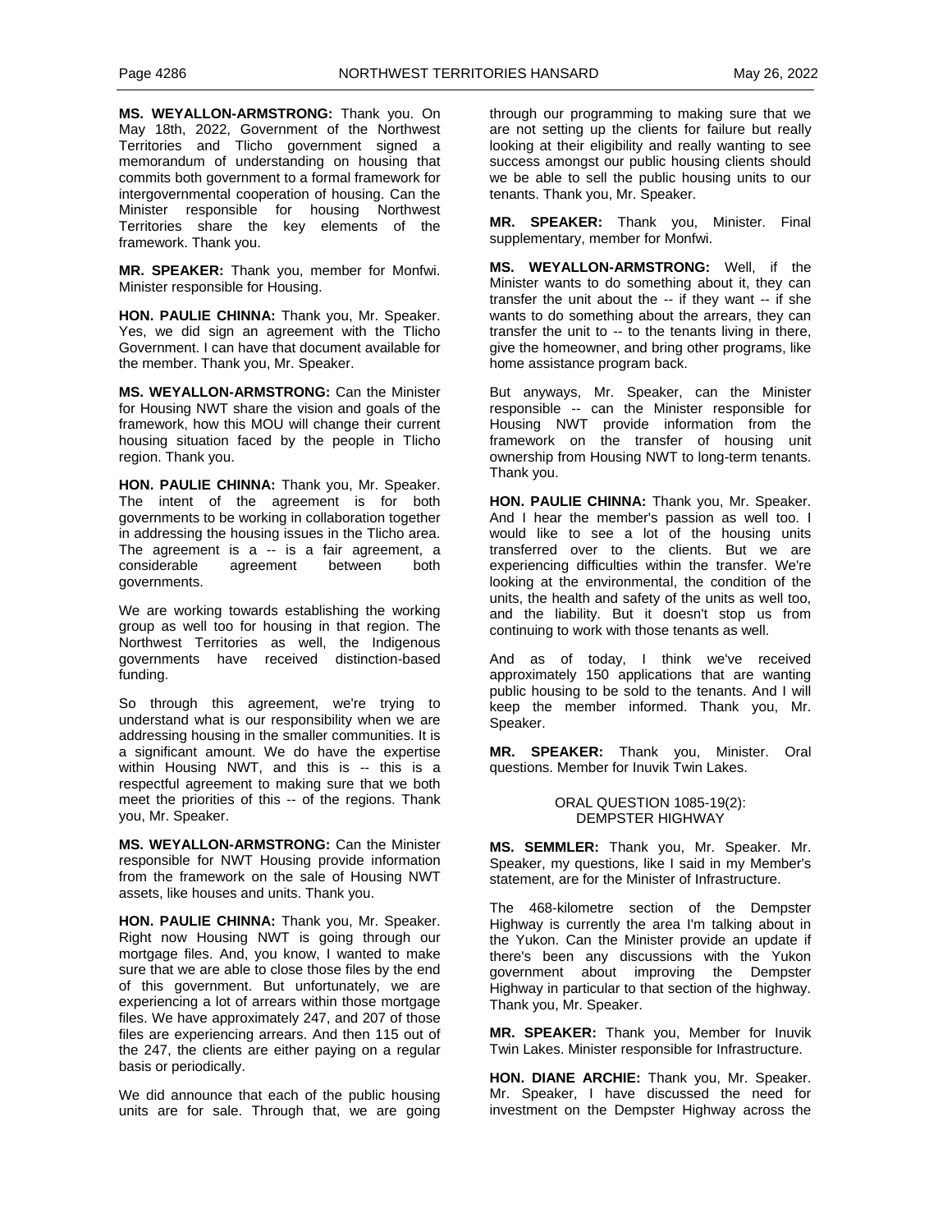**MS. WEYALLON-ARMSTRONG:** Thank you. On May 18th, 2022, Government of the Northwest Territories and Tlicho government signed a memorandum of understanding on housing that commits both government to a formal framework for intergovernmental cooperation of housing. Can the Minister responsible for housing Northwest Territories share the key elements of the framework. Thank you.

**MR. SPEAKER:** Thank you, member for Monfwi. Minister responsible for Housing.

**HON. PAULIE CHINNA:** Thank you, Mr. Speaker. Yes, we did sign an agreement with the Tlicho Government. I can have that document available for the member. Thank you, Mr. Speaker.

**MS. WEYALLON-ARMSTRONG:** Can the Minister for Housing NWT share the vision and goals of the framework, how this MOU will change their current housing situation faced by the people in Tlicho region. Thank you.

**HON. PAULIE CHINNA:** Thank you, Mr. Speaker. The intent of the agreement is for both governments to be working in collaboration together in addressing the housing issues in the Tlicho area. The agreement is a -- is a fair agreement, a considerable agreement between both governments.

We are working towards establishing the working group as well too for housing in that region. The Northwest Territories as well, the Indigenous governments have received distinction-based funding.

So through this agreement, we're trying to understand what is our responsibility when we are addressing housing in the smaller communities. It is a significant amount. We do have the expertise within Housing NWT, and this is -- this is a respectful agreement to making sure that we both meet the priorities of this -- of the regions. Thank you, Mr. Speaker.

**MS. WEYALLON-ARMSTRONG:** Can the Minister responsible for NWT Housing provide information from the framework on the sale of Housing NWT assets, like houses and units. Thank you.

**HON. PAULIE CHINNA:** Thank you, Mr. Speaker. Right now Housing NWT is going through our mortgage files. And, you know, I wanted to make sure that we are able to close those files by the end of this government. But unfortunately, we are experiencing a lot of arrears within those mortgage files. We have approximately 247, and 207 of those files are experiencing arrears. And then 115 out of the 247, the clients are either paying on a regular basis or periodically.

We did announce that each of the public housing units are for sale. Through that, we are going through our programming to making sure that we are not setting up the clients for failure but really looking at their eligibility and really wanting to see success amongst our public housing clients should we be able to sell the public housing units to our tenants. Thank you, Mr. Speaker.

**MR. SPEAKER:** Thank you, Minister. Final supplementary, member for Monfwi.

**MS. WEYALLON-ARMSTRONG:** Well, if the Minister wants to do something about it, they can transfer the unit about the -- if they want -- if she wants to do something about the arrears, they can transfer the unit to -- to the tenants living in there, give the homeowner, and bring other programs, like home assistance program back.

But anyways, Mr. Speaker, can the Minister responsible -- can the Minister responsible for Housing NWT provide information from the framework on the transfer of housing unit ownership from Housing NWT to long-term tenants. Thank you.

**HON. PAULIE CHINNA:** Thank you, Mr. Speaker. And I hear the member's passion as well too. I would like to see a lot of the housing units transferred over to the clients. But we are experiencing difficulties within the transfer. We're looking at the environmental, the condition of the units, the health and safety of the units as well too, and the liability. But it doesn't stop us from continuing to work with those tenants as well.

And as of today, I think we've received approximately 150 applications that are wanting public housing to be sold to the tenants. And I will keep the member informed. Thank you, Mr. Speaker.

**MR. SPEAKER:** Thank you, Minister. Oral questions. Member for Inuvik Twin Lakes.

### ORAL QUESTION 1085-19(2): DEMPSTER HIGHWAY

**MS. SEMMLER:** Thank you, Mr. Speaker. Mr. Speaker, my questions, like I said in my Member's statement, are for the Minister of Infrastructure.

The 468-kilometre section of the Dempster Highway is currently the area I'm talking about in the Yukon. Can the Minister provide an update if there's been any discussions with the Yukon government about improving the Dempster Highway in particular to that section of the highway. Thank you, Mr. Speaker.

**MR. SPEAKER:** Thank you, Member for Inuvik Twin Lakes. Minister responsible for Infrastructure.

**HON. DIANE ARCHIE:** Thank you, Mr. Speaker. Mr. Speaker, I have discussed the need for investment on the Dempster Highway across the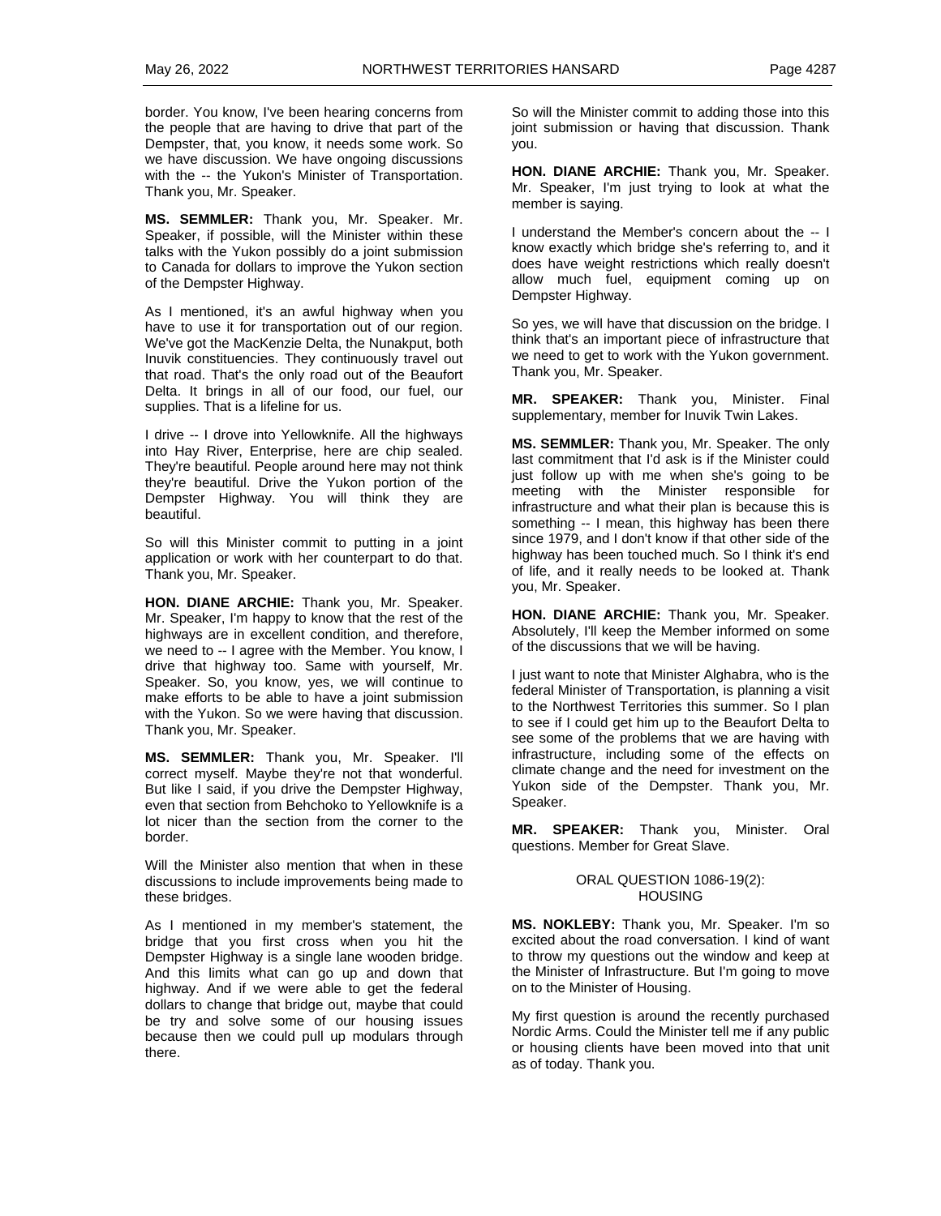border. You know, I've been hearing concerns from the people that are having to drive that part of the Dempster, that, you know, it needs some work. So we have discussion. We have ongoing discussions with the -- the Yukon's Minister of Transportation. Thank you, Mr. Speaker.

**MS. SEMMLER:** Thank you, Mr. Speaker. Mr. Speaker, if possible, will the Minister within these talks with the Yukon possibly do a joint submission to Canada for dollars to improve the Yukon section of the Dempster Highway.

As I mentioned, it's an awful highway when you have to use it for transportation out of our region. We've got the MacKenzie Delta, the Nunakput, both Inuvik constituencies. They continuously travel out that road. That's the only road out of the Beaufort Delta. It brings in all of our food, our fuel, our supplies. That is a lifeline for us.

I drive -- I drove into Yellowknife. All the highways into Hay River, Enterprise, here are chip sealed. They're beautiful. People around here may not think they're beautiful. Drive the Yukon portion of the Dempster Highway. You will think they are beautiful.

So will this Minister commit to putting in a joint application or work with her counterpart to do that. Thank you, Mr. Speaker.

**HON. DIANE ARCHIE:** Thank you, Mr. Speaker. Mr. Speaker, I'm happy to know that the rest of the highways are in excellent condition, and therefore, we need to -- I agree with the Member. You know, I drive that highway too. Same with yourself, Mr. Speaker. So, you know, yes, we will continue to make efforts to be able to have a joint submission with the Yukon. So we were having that discussion. Thank you, Mr. Speaker.

**MS. SEMMLER:** Thank you, Mr. Speaker. I'll correct myself. Maybe they're not that wonderful. But like I said, if you drive the Dempster Highway, even that section from Behchoko to Yellowknife is a lot nicer than the section from the corner to the border.

Will the Minister also mention that when in these discussions to include improvements being made to these bridges.

As I mentioned in my member's statement, the bridge that you first cross when you hit the Dempster Highway is a single lane wooden bridge. And this limits what can go up and down that highway. And if we were able to get the federal dollars to change that bridge out, maybe that could be try and solve some of our housing issues because then we could pull up modulars through there.

So will the Minister commit to adding those into this joint submission or having that discussion. Thank you.

**HON. DIANE ARCHIE:** Thank you, Mr. Speaker. Mr. Speaker, I'm just trying to look at what the member is saying.

I understand the Member's concern about the -- I know exactly which bridge she's referring to, and it does have weight restrictions which really doesn't allow much fuel, equipment coming up on Dempster Highway.

So yes, we will have that discussion on the bridge. I think that's an important piece of infrastructure that we need to get to work with the Yukon government. Thank you, Mr. Speaker.

**MR. SPEAKER:** Thank you, Minister. Final supplementary, member for Inuvik Twin Lakes.

**MS. SEMMLER:** Thank you, Mr. Speaker. The only last commitment that I'd ask is if the Minister could just follow up with me when she's going to be meeting with the Minister responsible for infrastructure and what their plan is because this is something -- I mean, this highway has been there since 1979, and I don't know if that other side of the highway has been touched much. So I think it's end of life, and it really needs to be looked at. Thank you, Mr. Speaker.

**HON. DIANE ARCHIE:** Thank you, Mr. Speaker. Absolutely, I'll keep the Member informed on some of the discussions that we will be having.

I just want to note that Minister Alghabra, who is the federal Minister of Transportation, is planning a visit to the Northwest Territories this summer. So I plan to see if I could get him up to the Beaufort Delta to see some of the problems that we are having with infrastructure, including some of the effects on climate change and the need for investment on the Yukon side of the Dempster. Thank you, Mr. Speaker.

**MR. SPEAKER:** Thank you, Minister. Oral questions. Member for Great Slave.

### ORAL QUESTION 1086-19(2): HOUSING

**MS. NOKLEBY:** Thank you, Mr. Speaker. I'm so excited about the road conversation. I kind of want to throw my questions out the window and keep at the Minister of Infrastructure. But I'm going to move on to the Minister of Housing.

My first question is around the recently purchased Nordic Arms. Could the Minister tell me if any public or housing clients have been moved into that unit as of today. Thank you.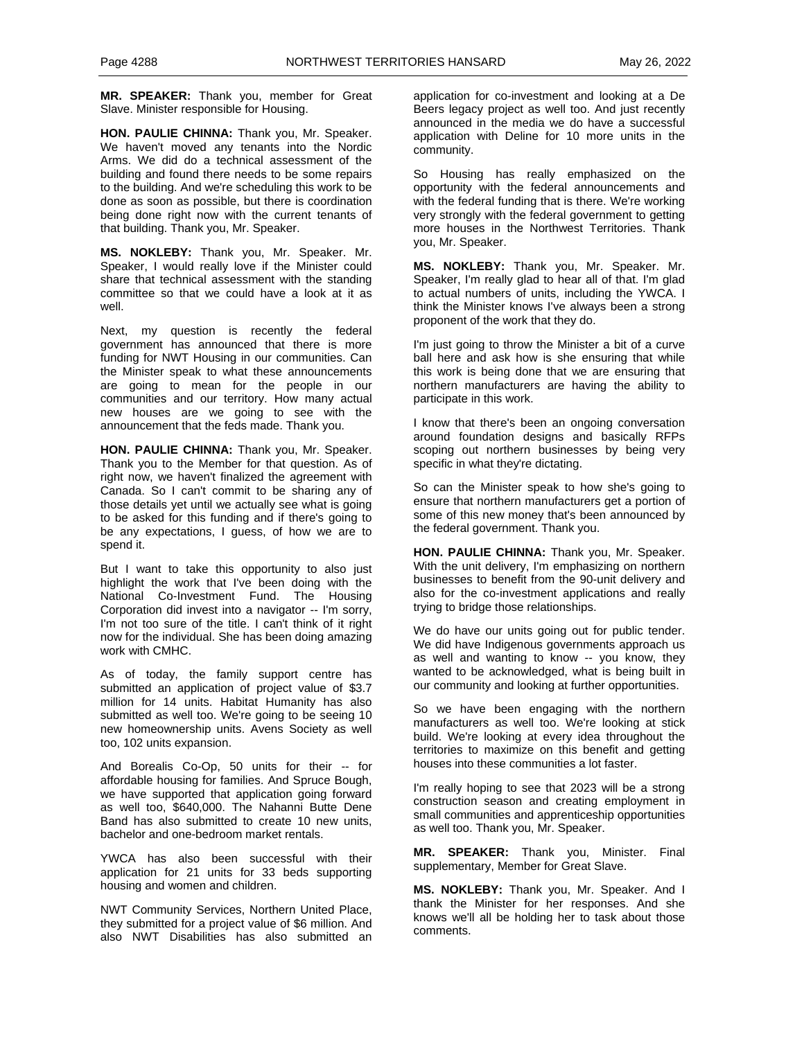**MR. SPEAKER:** Thank you, member for Great Slave. Minister responsible for Housing.

**HON. PAULIE CHINNA:** Thank you, Mr. Speaker. We haven't moved any tenants into the Nordic Arms. We did do a technical assessment of the building and found there needs to be some repairs to the building. And we're scheduling this work to be done as soon as possible, but there is coordination being done right now with the current tenants of that building. Thank you, Mr. Speaker.

**MS. NOKLEBY:** Thank you, Mr. Speaker. Mr. Speaker, I would really love if the Minister could share that technical assessment with the standing committee so that we could have a look at it as well.

Next, my question is recently the federal government has announced that there is more funding for NWT Housing in our communities. Can the Minister speak to what these announcements are going to mean for the people in our communities and our territory. How many actual new houses are we going to see with the announcement that the feds made. Thank you.

**HON. PAULIE CHINNA:** Thank you, Mr. Speaker. Thank you to the Member for that question. As of right now, we haven't finalized the agreement with Canada. So I can't commit to be sharing any of those details yet until we actually see what is going to be asked for this funding and if there's going to be any expectations, I guess, of how we are to spend it.

But I want to take this opportunity to also just highlight the work that I've been doing with the National Co-Investment Fund. The Housing Corporation did invest into a navigator -- I'm sorry, I'm not too sure of the title. I can't think of it right now for the individual. She has been doing amazing work with CMHC.

As of today, the family support centre has submitted an application of project value of $3.7 million for 14 units. Habitat Humanity has also submitted as well too. We're going to be seeing 10 new homeownership units. Avens Society as well too, 102 units expansion.

And Borealis Co-Op, 50 units for their -- for affordable housing for families. And Spruce Bough, we have supported that application going forward as well too, $640,000. The Nahanni Butte Dene Band has also submitted to create 10 new units, bachelor and one-bedroom market rentals.

YWCA has also been successful with their application for 21 units for 33 beds supporting housing and women and children.

NWT Community Services, Northern United Place, they submitted for a project value of $6 million. And also NWT Disabilities has also submitted an application for co-investment and looking at a De Beers legacy project as well too. And just recently announced in the media we do have a successful application with Deline for 10 more units in the community.

So Housing has really emphasized on the opportunity with the federal announcements and with the federal funding that is there. We're working very strongly with the federal government to getting more houses in the Northwest Territories. Thank you, Mr. Speaker.

**MS. NOKLEBY:** Thank you, Mr. Speaker. Mr. Speaker, I'm really glad to hear all of that. I'm glad to actual numbers of units, including the YWCA. I think the Minister knows I've always been a strong proponent of the work that they do.

I'm just going to throw the Minister a bit of a curve ball here and ask how is she ensuring that while this work is being done that we are ensuring that northern manufacturers are having the ability to participate in this work.

I know that there's been an ongoing conversation around foundation designs and basically RFPs scoping out northern businesses by being very specific in what they're dictating.

So can the Minister speak to how she's going to ensure that northern manufacturers get a portion of some of this new money that's been announced by the federal government. Thank you.

**HON. PAULIE CHINNA:** Thank you, Mr. Speaker. With the unit delivery, I'm emphasizing on northern businesses to benefit from the 90-unit delivery and also for the co-investment applications and really trying to bridge those relationships.

We do have our units going out for public tender. We did have Indigenous governments approach us as well and wanting to know -- you know, they wanted to be acknowledged, what is being built in our community and looking at further opportunities.

So we have been engaging with the northern manufacturers as well too. We're looking at stick build. We're looking at every idea throughout the territories to maximize on this benefit and getting houses into these communities a lot faster.

I'm really hoping to see that 2023 will be a strong construction season and creating employment in small communities and apprenticeship opportunities as well too. Thank you, Mr. Speaker.

**MR. SPEAKER:** Thank you, Minister. Final supplementary, Member for Great Slave.

**MS. NOKLEBY:** Thank you, Mr. Speaker. And I thank the Minister for her responses. And she knows we'll all be holding her to task about those comments.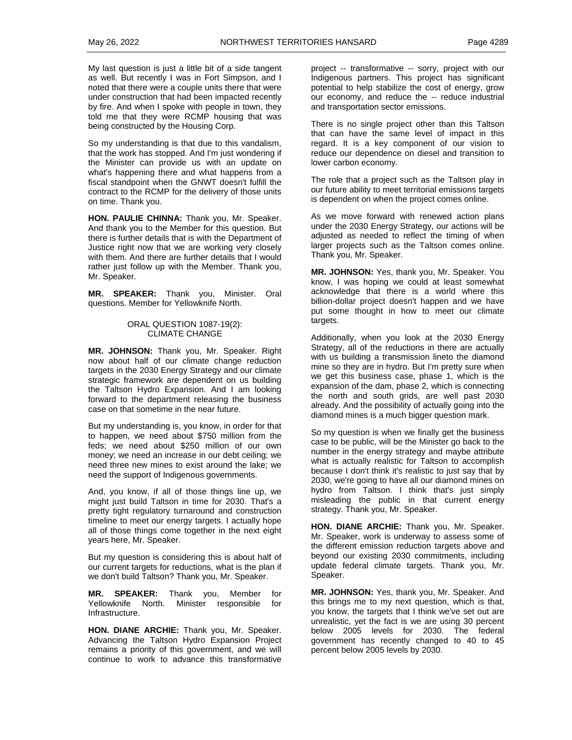My last question is just a little bit of a side tangent as well. But recently I was in Fort Simpson, and I noted that there were a couple units there that were under construction that had been impacted recently by fire. And when I spoke with people in town, they told me that they were RCMP housing that was being constructed by the Housing Corp.

So my understanding is that due to this vandalism, that the work has stopped. And I'm just wondering if the Minister can provide us with an update on what's happening there and what happens from a fiscal standpoint when the GNWT doesn't fulfill the contract to the RCMP for the delivery of those units on time. Thank you.

**HON. PAULIE CHINNA:** Thank you, Mr. Speaker. And thank you to the Member for this question. But there is further details that is with the Department of Justice right now that we are working very closely with them. And there are further details that I would rather just follow up with the Member. Thank you, Mr. Speaker.

**MR. SPEAKER:** Thank you, Minister. Oral questions. Member for Yellowknife North.

### ORAL QUESTION 1087-19(2): CLIMATE CHANGE

**MR. JOHNSON:** Thank you, Mr. Speaker. Right now about half of our climate change reduction targets in the 2030 Energy Strategy and our climate strategic framework are dependent on us building the Taltson Hydro Expansion. And I am looking forward to the department releasing the business case on that sometime in the near future.

But my understanding is, you know, in order for that to happen, we need about $750 million from the feds; we need about $250 million of our own money; we need an increase in our debt ceiling; we need three new mines to exist around the lake; we need the support of Indigenous governments.

And, you know, if all of those things line up, we might just build Taltson in time for 2030. That's a pretty tight regulatory turnaround and construction timeline to meet our energy targets. I actually hope all of those things come together in the next eight years here, Mr. Speaker.

But my question is considering this is about half of our current targets for reductions, what is the plan if we don't build Taltson? Thank you, Mr. Speaker.

**MR. SPEAKER:** Thank you, Member for Yellowknife North. Minister responsible for Infrastructure.

**HON. DIANE ARCHIE:** Thank you, Mr. Speaker. Advancing the Taltson Hydro Expansion Project remains a priority of this government, and we will continue to work to advance this transformative project -- transformative -- sorry, project with our Indigenous partners. This project has significant potential to help stabilize the cost of energy, grow our economy, and reduce the -- reduce industrial and transportation sector emissions.

There is no single project other than this Taltson that can have the same level of impact in this regard. It is a key component of our vision to reduce our dependence on diesel and transition to lower carbon economy.

The role that a project such as the Taltson play in our future ability to meet territorial emissions targets is dependent on when the project comes online.

As we move forward with renewed action plans under the 2030 Energy Strategy, our actions will be adjusted as needed to reflect the timing of when larger projects such as the Taltson comes online. Thank you, Mr. Speaker.

**MR. JOHNSON:** Yes, thank you, Mr. Speaker. You know, I was hoping we could at least somewhat acknowledge that there is a world where this billion-dollar project doesn't happen and we have put some thought in how to meet our climate targets.

Additionally, when you look at the 2030 Energy Strategy, all of the reductions in there are actually with us building a transmission lineto the diamond mine so they are in hydro. But I'm pretty sure when we get this business case, phase 1, which is the expansion of the dam, phase 2, which is connecting the north and south grids, are well past 2030 already. And the possibility of actually going into the diamond mines is a much bigger question mark.

So my question is when we finally get the business case to be public, will be the Minister go back to the number in the energy strategy and maybe attribute what is actually realistic for Taltson to accomplish because I don't think it's realistic to just say that by 2030, we're going to have all our diamond mines on hydro from Taltson. I think that's just simply misleading the public in that current energy strategy. Thank you, Mr. Speaker.

**HON. DIANE ARCHIE:** Thank you, Mr. Speaker. Mr. Speaker, work is underway to assess some of the different emission reduction targets above and beyond our existing 2030 commitments, including update federal climate targets. Thank you, Mr. Speaker.

**MR. JOHNSON:** Yes, thank you, Mr. Speaker. And this brings me to my next question, which is that, you know, the targets that I think we've set out are unrealistic, yet the fact is we are using 30 percent below 2005 levels for 2030. The federal government has recently changed to 40 to 45 percent below 2005 levels by 2030.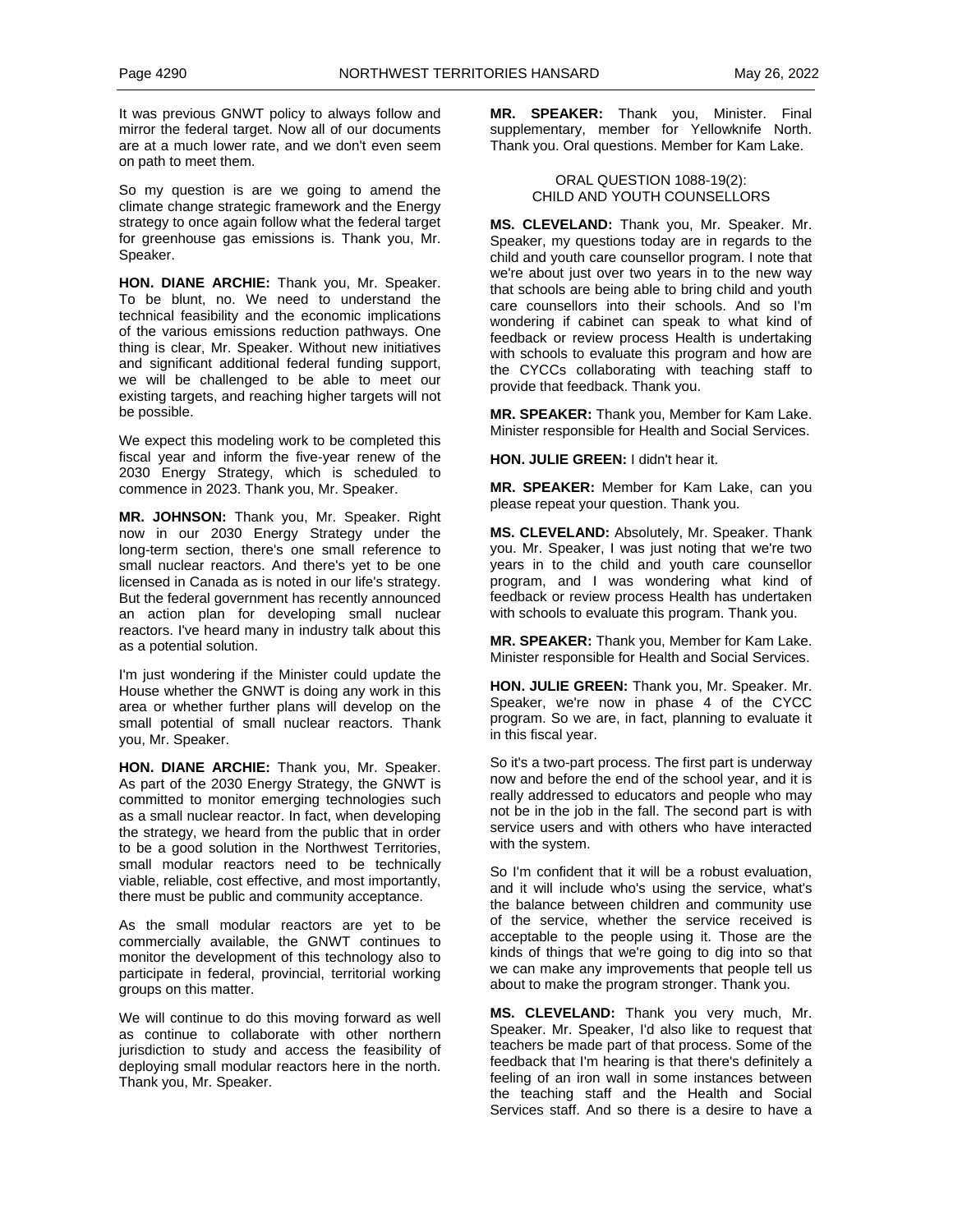It was previous GNWT policy to always follow and mirror the federal target. Now all of our documents are at a much lower rate, and we don't even seem on path to meet them.

So my question is are we going to amend the climate change strategic framework and the Energy strategy to once again follow what the federal target for greenhouse gas emissions is. Thank you, Mr. Speaker.

**HON. DIANE ARCHIE:** Thank you, Mr. Speaker. To be blunt, no. We need to understand the technical feasibility and the economic implications of the various emissions reduction pathways. One thing is clear, Mr. Speaker. Without new initiatives and significant additional federal funding support, we will be challenged to be able to meet our existing targets, and reaching higher targets will not be possible.

We expect this modeling work to be completed this fiscal year and inform the five-year renew of the 2030 Energy Strategy, which is scheduled to commence in 2023. Thank you, Mr. Speaker.

**MR. JOHNSON:** Thank you, Mr. Speaker. Right now in our 2030 Energy Strategy under the long-term section, there's one small reference to small nuclear reactors. And there's yet to be one licensed in Canada as is noted in our life's strategy. But the federal government has recently announced an action plan for developing small nuclear reactors. I've heard many in industry talk about this as a potential solution.

I'm just wondering if the Minister could update the House whether the GNWT is doing any work in this area or whether further plans will develop on the small potential of small nuclear reactors. Thank you, Mr. Speaker.

**HON. DIANE ARCHIE:** Thank you, Mr. Speaker. As part of the 2030 Energy Strategy, the GNWT is committed to monitor emerging technologies such as a small nuclear reactor. In fact, when developing the strategy, we heard from the public that in order to be a good solution in the Northwest Territories, small modular reactors need to be technically viable, reliable, cost effective, and most importantly, there must be public and community acceptance.

As the small modular reactors are yet to be commercially available, the GNWT continues to monitor the development of this technology also to participate in federal, provincial, territorial working groups on this matter.

We will continue to do this moving forward as well as continue to collaborate with other northern jurisdiction to study and access the feasibility of deploying small modular reactors here in the north. Thank you, Mr. Speaker.

**MR. SPEAKER:** Thank you, Minister. Final supplementary, member for Yellowknife North. Thank you. Oral questions. Member for Kam Lake.

ORAL QUESTION 1088-19(2):
CHILD AND YOUTH COUNSELLORS

**MS. CLEVELAND:** Thank you, Mr. Speaker. Mr. Speaker, my questions today are in regards to the child and youth care counsellor program. I note that we're about just over two years in to the new way that schools are being able to bring child and youth care counsellors into their schools. And so I'm wondering if cabinet can speak to what kind of feedback or review process Health is undertaking with schools to evaluate this program and how are the CYCCs collaborating with teaching staff to provide that feedback. Thank you.

**MR. SPEAKER:** Thank you, Member for Kam Lake. Minister responsible for Health and Social Services.

**HON. JULIE GREEN:** I didn't hear it.

**MR. SPEAKER:** Member for Kam Lake, can you please repeat your question. Thank you.

**MS. CLEVELAND:** Absolutely, Mr. Speaker. Thank you. Mr. Speaker, I was just noting that we're two years in to the child and youth care counsellor program, and I was wondering what kind of feedback or review process Health has undertaken with schools to evaluate this program. Thank you.

**MR. SPEAKER:** Thank you, Member for Kam Lake. Minister responsible for Health and Social Services.

**HON. JULIE GREEN:** Thank you, Mr. Speaker. Mr. Speaker, we're now in phase 4 of the CYCC program. So we are, in fact, planning to evaluate it in this fiscal year.

So it's a two-part process. The first part is underway now and before the end of the school year, and it is really addressed to educators and people who may not be in the job in the fall. The second part is with service users and with others who have interacted with the system.

So I'm confident that it will be a robust evaluation, and it will include who's using the service, what's the balance between children and community use of the service, whether the service received is acceptable to the people using it. Those are the kinds of things that we're going to dig into so that we can make any improvements that people tell us about to make the program stronger. Thank you.

**MS. CLEVELAND:** Thank you very much, Mr. Speaker. Mr. Speaker, I'd also like to request that teachers be made part of that process. Some of the feedback that I'm hearing is that there's definitely a feeling of an iron wall in some instances between the teaching staff and the Health and Social Services staff. And so there is a desire to have a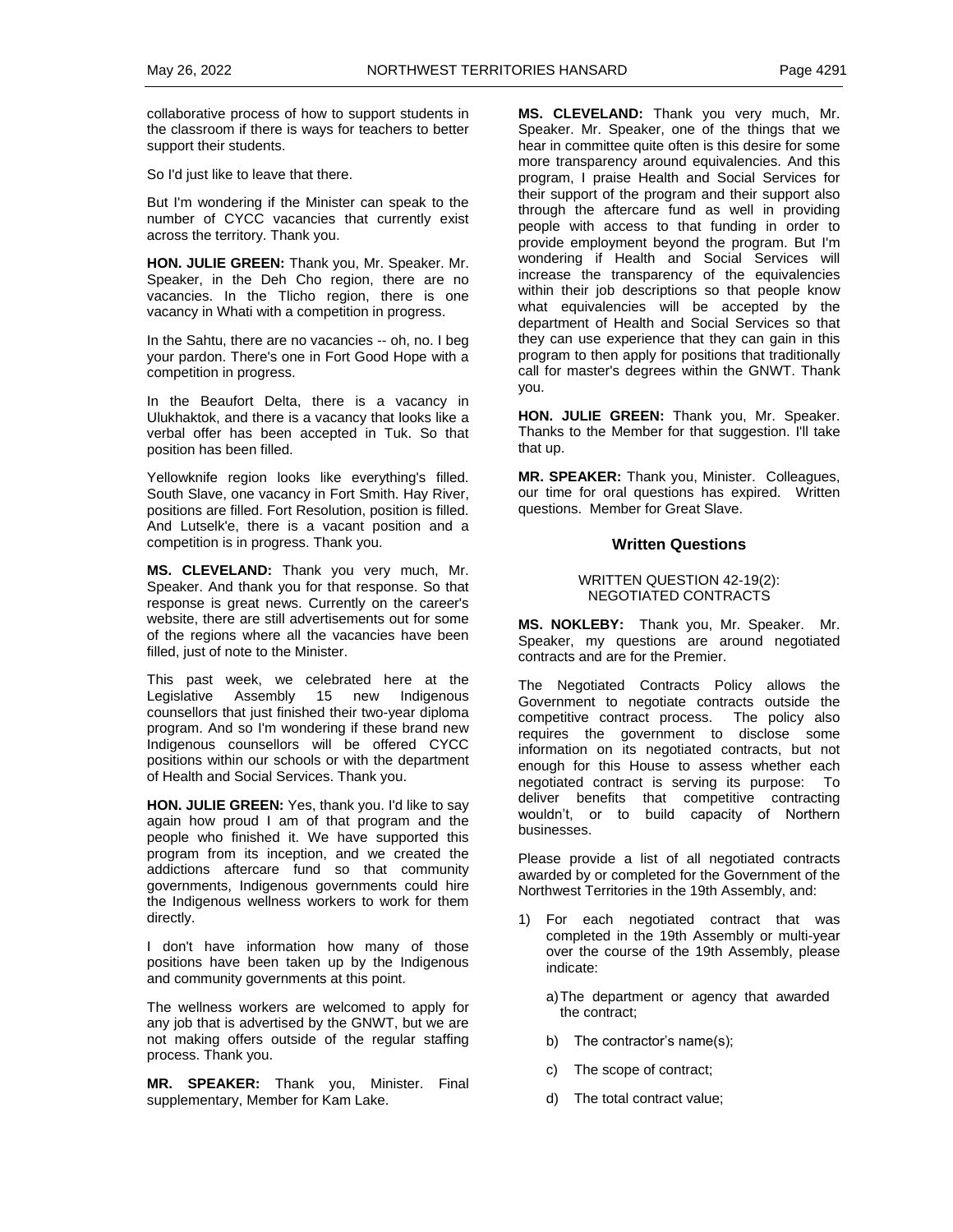collaborative process of how to support students in the classroom if there is ways for teachers to better support their students.

So I'd just like to leave that there.

But I'm wondering if the Minister can speak to the number of CYCC vacancies that currently exist across the territory. Thank you.

**HON. JULIE GREEN:** Thank you, Mr. Speaker. Mr. Speaker, in the Deh Cho region, there are no vacancies. In the Tlicho region, there is one vacancy in Whati with a competition in progress.

In the Sahtu, there are no vacancies -- oh, no. I beg your pardon. There's one in Fort Good Hope with a competition in progress.

In the Beaufort Delta, there is a vacancy in Ulukhaktok, and there is a vacancy that looks like a verbal offer has been accepted in Tuk. So that position has been filled.

Yellowknife region looks like everything's filled. South Slave, one vacancy in Fort Smith. Hay River, positions are filled. Fort Resolution, position is filled. And Lutselk'e, there is a vacant position and a competition is in progress. Thank you.

**MS. CLEVELAND:** Thank you very much, Mr. Speaker. And thank you for that response. So that response is great news. Currently on the career's website, there are still advertisements out for some of the regions where all the vacancies have been filled, just of note to the Minister.

This past week, we celebrated here at the Legislative Assembly 15 new Indigenous counsellors that just finished their two-year diploma program. And so I'm wondering if these brand new Indigenous counsellors will be offered CYCC positions within our schools or with the department of Health and Social Services. Thank you.

**HON. JULIE GREEN:** Yes, thank you. I'd like to say again how proud I am of that program and the people who finished it. We have supported this program from its inception, and we created the addictions aftercare fund so that community governments, Indigenous governments could hire the Indigenous wellness workers to work for them directly.

I don't have information how many of those positions have been taken up by the Indigenous and community governments at this point.

The wellness workers are welcomed to apply for any job that is advertised by the GNWT, but we are not making offers outside of the regular staffing process. Thank you.

**MR. SPEAKER:** Thank you, Minister. Final supplementary, Member for Kam Lake.

**MS. CLEVELAND:** Thank you very much, Mr. Speaker. Mr. Speaker, one of the things that we hear in committee quite often is this desire for some more transparency around equivalencies. And this program, I praise Health and Social Services for their support of the program and their support also through the aftercare fund as well in providing people with access to that funding in order to provide employment beyond the program. But I'm wondering if Health and Social Services will increase the transparency of the equivalencies within their job descriptions so that people know what equivalencies will be accepted by the department of Health and Social Services so that they can use experience that they can gain in this program to then apply for positions that traditionally call for master's degrees within the GNWT. Thank you.

**HON. JULIE GREEN:** Thank you, Mr. Speaker. Thanks to the Member for that suggestion. I'll take that up.

**MR. SPEAKER:** Thank you, Minister. Colleagues, our time for oral questions has expired. Written questions. Member for Great Slave.

## Written Questions

### WRITTEN QUESTION 42-19(2): NEGOTIATED CONTRACTS

**MS. NOKLEBY:** Thank you, Mr. Speaker. Mr. Speaker, my questions are around negotiated contracts and are for the Premier.

The Negotiated Contracts Policy allows the Government to negotiate contracts outside the competitive contract process. The policy also requires the government to disclose some information on its negotiated contracts, but not enough for this House to assess whether each negotiated contract is serving its purpose: To deliver benefits that competitive contracting wouldn't, or to build capacity of Northern businesses.

Please provide a list of all negotiated contracts awarded by or completed for the Government of the Northwest Territories in the 19th Assembly, and:

1) For each negotiated contract that was completed in the 19th Assembly or multi-year over the course of the 19th Assembly, please indicate:

   a) The department or agency that awarded the contract;

   b) The contractor's name(s);

   c) The scope of contract;

   d) The total contract value;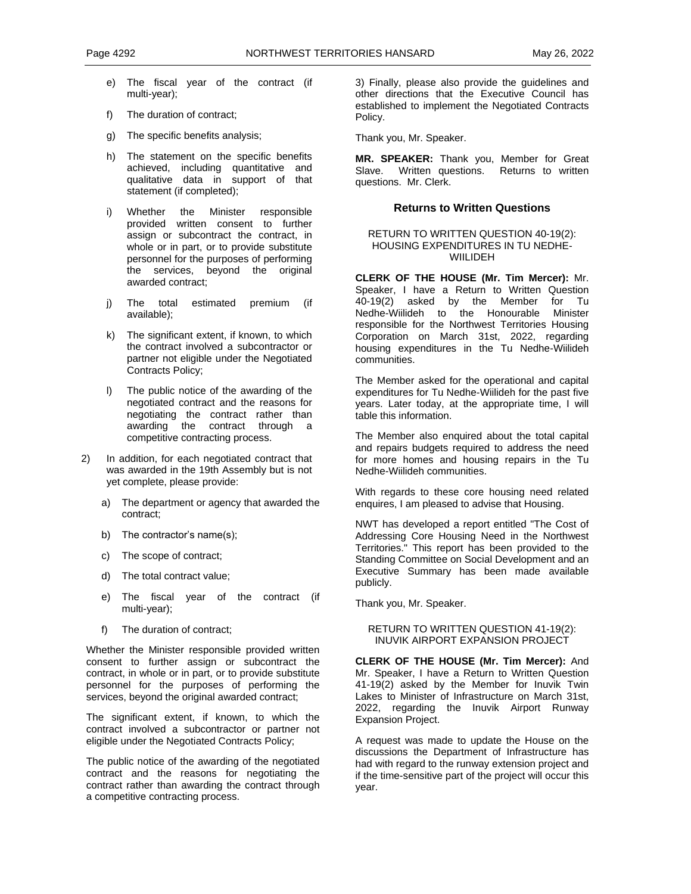e) The fiscal year of the contract (if multi-year);

f) The duration of contract;

g) The specific benefits analysis;

h) The statement on the specific benefits achieved, including quantitative and qualitative data in support of that statement (if completed);

i) Whether the Minister responsible provided written consent to further assign or subcontract the contract, in whole or in part, or to provide substitute personnel for the purposes of performing the services, beyond the original awarded contract;

j) The total estimated premium (if available);

k) The significant extent, if known, to which the contract involved a subcontractor or partner not eligible under the Negotiated Contracts Policy;

l) The public notice of the awarding of the negotiated contract and the reasons for negotiating the contract rather than awarding the contract through a competitive contracting process.

2) In addition, for each negotiated contract that was awarded in the 19th Assembly but is not yet complete, please provide:

   a) The department or agency that awarded the contract;

   b) The contractor's name(s);

   c) The scope of contract;

   d) The total contract value;

   e) The fiscal year of the contract (if multi-year);

   f) The duration of contract;

Whether the Minister responsible provided written consent to further assign or subcontract the contract, in whole or in part, or to provide substitute personnel for the purposes of performing the services, beyond the original awarded contract;

The significant extent, if known, to which the contract involved a subcontractor or partner not eligible under the Negotiated Contracts Policy;

The public notice of the awarding of the negotiated contract and the reasons for negotiating the contract rather than awarding the contract through a competitive contracting process.

3) Finally, please also provide the guidelines and other directions that the Executive Council has established to implement the Negotiated Contracts Policy.

Thank you, Mr. Speaker.

**MR. SPEAKER:** Thank you, Member for Great Slave. Written questions. Returns to written questions. Mr. Clerk.

### Returns to Written Questions

RETURN TO WRITTEN QUESTION 40-19(2): HOUSING EXPENDITURES IN TU NEDHE-WIILIDEH

**CLERK OF THE HOUSE (Mr. Tim Mercer):** Mr. Speaker, I have a Return to Written Question 40-19(2) asked by the Member for Tu Nedhe-Wiilideh to the Honourable Minister responsible for the Northwest Territories Housing Corporation on March 31st, 2022, regarding housing expenditures in the Tu Nedhe-Wiilideh communities.

The Member asked for the operational and capital expenditures for Tu Nedhe-Wiilideh for the past five years. Later today, at the appropriate time, I will table this information.

The Member also enquired about the total capital and repairs budgets required to address the need for more homes and housing repairs in the Tu Nedhe-Wiilideh communities.

With regards to these core housing need related enquires, I am pleased to advise that Housing.

NWT has developed a report entitled "The Cost of Addressing Core Housing Need in the Northwest Territories." This report has been provided to the Standing Committee on Social Development and an Executive Summary has been made available publicly.

Thank you, Mr. Speaker.

RETURN TO WRITTEN QUESTION 41-19(2): INUVIK AIRPORT EXPANSION PROJECT

**CLERK OF THE HOUSE (Mr. Tim Mercer):** And Mr. Speaker, I have a Return to Written Question 41-19(2) asked by the Member for Inuvik Twin Lakes to Minister of Infrastructure on March 31st, 2022, regarding the Inuvik Airport Runway Expansion Project.

A request was made to update the House on the discussions the Department of Infrastructure has had with regard to the runway extension project and if the time-sensitive part of the project will occur this year.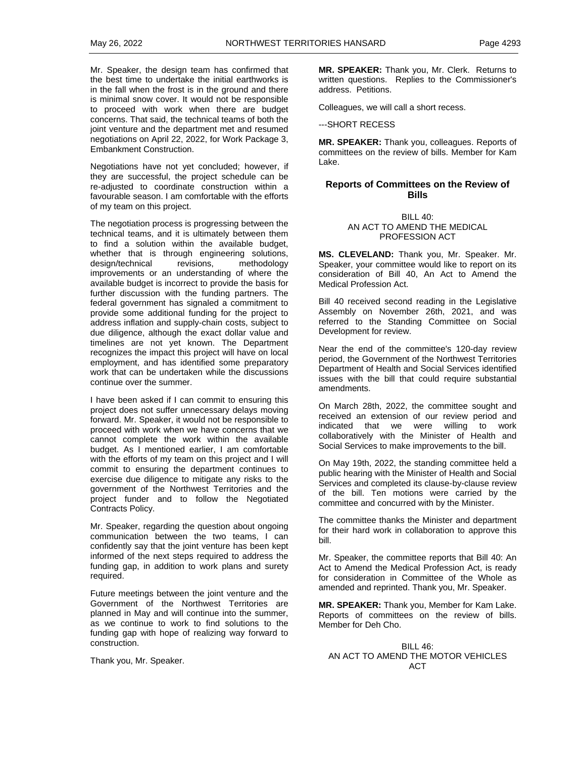Mr. Speaker, the design team has confirmed that the best time to undertake the initial earthworks is in the fall when the frost is in the ground and there is minimal snow cover. It would not be responsible to proceed with work when there are budget concerns. That said, the technical teams of both the joint venture and the department met and resumed negotiations on April 22, 2022, for Work Package 3, Embankment Construction.

Negotiations have not yet concluded; however, if they are successful, the project schedule can be re-adjusted to coordinate construction within a favourable season. I am comfortable with the efforts of my team on this project.

The negotiation process is progressing between the technical teams, and it is ultimately between them to find a solution within the available budget, whether that is through engineering solutions, design/technical revisions, methodology improvements or an understanding of where the available budget is incorrect to provide the basis for further discussion with the funding partners. The federal government has signaled a commitment to provide some additional funding for the project to address inflation and supply-chain costs, subject to due diligence, although the exact dollar value and timelines are not yet known. The Department recognizes the impact this project will have on local employment, and has identified some preparatory work that can be undertaken while the discussions continue over the summer.

I have been asked if I can commit to ensuring this project does not suffer unnecessary delays moving forward. Mr. Speaker, it would not be responsible to proceed with work when we have concerns that we cannot complete the work within the available budget. As I mentioned earlier, I am comfortable with the efforts of my team on this project and I will commit to ensuring the department continues to exercise due diligence to mitigate any risks to the government of the Northwest Territories and the project funder and to follow the Negotiated Contracts Policy.

Mr. Speaker, regarding the question about ongoing communication between the two teams, I can confidently say that the joint venture has been kept informed of the next steps required to address the funding gap, in addition to work plans and surety required.

Future meetings between the joint venture and the Government of the Northwest Territories are planned in May and will continue into the summer, as we continue to work to find solutions to the funding gap with hope of realizing way forward to construction.

Thank you, Mr. Speaker.

**MR. SPEAKER:** Thank you, Mr. Clerk. Returns to written questions. Replies to the Commissioner's address. Petitions.

Colleagues, we will call a short recess.

---SHORT RECESS

**MR. SPEAKER:** Thank you, colleagues. Reports of committees on the review of bills. Member for Kam Lake.

## Reports of Committees on the Review of Bills

BILL 40:
AN ACT TO AMEND THE MEDICAL PROFESSION ACT

**MS. CLEVELAND:** Thank you, Mr. Speaker. Mr. Speaker, your committee would like to report on its consideration of Bill 40, An Act to Amend the Medical Profession Act.

Bill 40 received second reading in the Legislative Assembly on November 26th, 2021, and was referred to the Standing Committee on Social Development for review.

Near the end of the committee's 120-day review period, the Government of the Northwest Territories Department of Health and Social Services identified issues with the bill that could require substantial amendments.

On March 28th, 2022, the committee sought and received an extension of our review period and indicated that we were willing to work collaboratively with the Minister of Health and Social Services to make improvements to the bill.

On May 19th, 2022, the standing committee held a public hearing with the Minister of Health and Social Services and completed its clause-by-clause review of the bill. Ten motions were carried by the committee and concurred with by the Minister.

The committee thanks the Minister and department for their hard work in collaboration to approve this bill.

Mr. Speaker, the committee reports that Bill 40: An Act to Amend the Medical Profession Act, is ready for consideration in Committee of the Whole as amended and reprinted. Thank you, Mr. Speaker.

**MR. SPEAKER:** Thank you, Member for Kam Lake. Reports of committees on the review of bills. Member for Deh Cho.

BILL 46:
AN ACT TO AMEND THE MOTOR VEHICLES ACT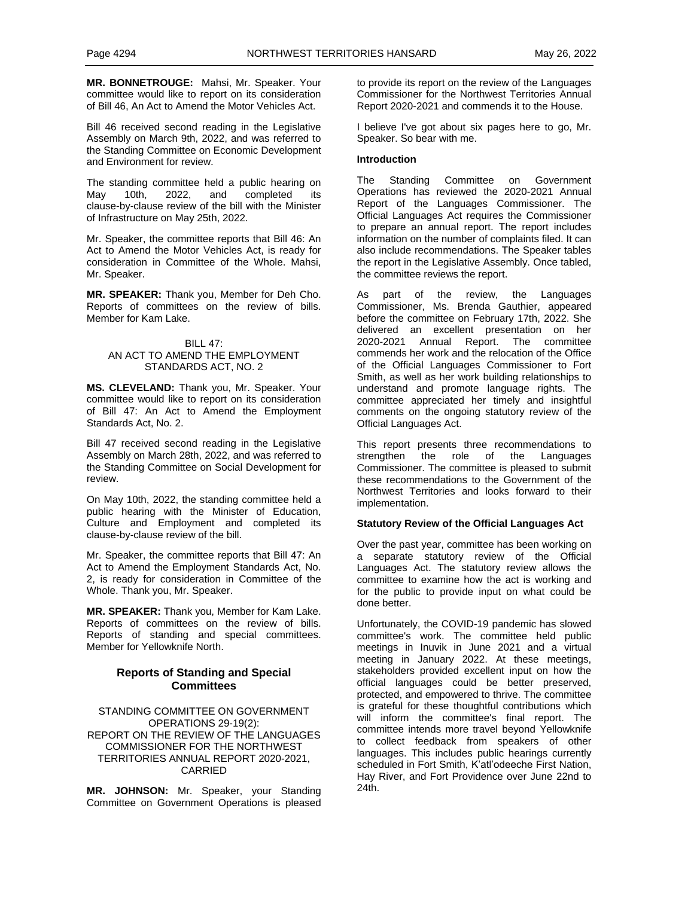**MR. BONNETROUGE:** Mahsi, Mr. Speaker. Your committee would like to report on its consideration of Bill 46, An Act to Amend the Motor Vehicles Act.

Bill 46 received second reading in the Legislative Assembly on March 9th, 2022, and was referred to the Standing Committee on Economic Development and Environment for review.

The standing committee held a public hearing on May 10th, 2022, and completed its clause-by-clause review of the bill with the Minister of Infrastructure on May 25th, 2022.

Mr. Speaker, the committee reports that Bill 46: An Act to Amend the Motor Vehicles Act, is ready for consideration in Committee of the Whole. Mahsi, Mr. Speaker.

**MR. SPEAKER:** Thank you, Member for Deh Cho. Reports of committees on the review of bills. Member for Kam Lake.

BILL 47:
AN ACT TO AMEND THE EMPLOYMENT STANDARDS ACT, NO. 2

**MS. CLEVELAND:** Thank you, Mr. Speaker. Your committee would like to report on its consideration of Bill 47: An Act to Amend the Employment Standards Act, No. 2.

Bill 47 received second reading in the Legislative Assembly on March 28th, 2022, and was referred to the Standing Committee on Social Development for review.

On May 10th, 2022, the standing committee held a public hearing with the Minister of Education, Culture and Employment and completed its clause-by-clause review of the bill.

Mr. Speaker, the committee reports that Bill 47: An Act to Amend the Employment Standards Act, No. 2, is ready for consideration in Committee of the Whole. Thank you, Mr. Speaker.

**MR. SPEAKER:** Thank you, Member for Kam Lake. Reports of committees on the review of bills. Reports of standing and special committees. Member for Yellowknife North.

## Reports of Standing and Special Committees

STANDING COMMITTEE ON GOVERNMENT OPERATIONS 29-19(2):
REPORT ON THE REVIEW OF THE LANGUAGES COMMISSIONER FOR THE NORTHWEST TERRITORIES ANNUAL REPORT 2020-2021, CARRIED

**MR. JOHNSON:** Mr. Speaker, your Standing Committee on Government Operations is pleased to provide its report on the review of the Languages Commissioner for the Northwest Territories Annual Report 2020-2021 and commends it to the House.

I believe I've got about six pages here to go, Mr. Speaker. So bear with me.

**Introduction**

The Standing Committee on Government Operations has reviewed the 2020-2021 Annual Report of the Languages Commissioner. The Official Languages Act requires the Commissioner to prepare an annual report. The report includes information on the number of complaints filed. It can also include recommendations. The Speaker tables the report in the Legislative Assembly. Once tabled, the committee reviews the report.

As part of the review, the Languages Commissioner, Ms. Brenda Gauthier, appeared before the committee on February 17th, 2022. She delivered an excellent presentation on her 2020-2021 Annual Report. The committee commends her work and the relocation of the Office of the Official Languages Commissioner to Fort Smith, as well as her work building relationships to understand and promote language rights. The committee appreciated her timely and insightful comments on the ongoing statutory review of the Official Languages Act.

This report presents three recommendations to strengthen the role of the Languages Commissioner. The committee is pleased to submit these recommendations to the Government of the Northwest Territories and looks forward to their implementation.

**Statutory Review of the Official Languages Act**

Over the past year, committee has been working on a separate statutory review of the Official Languages Act. The statutory review allows the committee to examine how the act is working and for the public to provide input on what could be done better.

Unfortunately, the COVID-19 pandemic has slowed committee's work. The committee held public meetings in Inuvik in June 2021 and a virtual meeting in January 2022. At these meetings, stakeholders provided excellent input on how the official languages could be better preserved, protected, and empowered to thrive. The committee is grateful for these thoughtful contributions which will inform the committee's final report. The committee intends more travel beyond Yellowknife to collect feedback from speakers of other languages. This includes public hearings currently scheduled in Fort Smith, K'atl'odeeche First Nation, Hay River, and Fort Providence over June 22nd to 24th.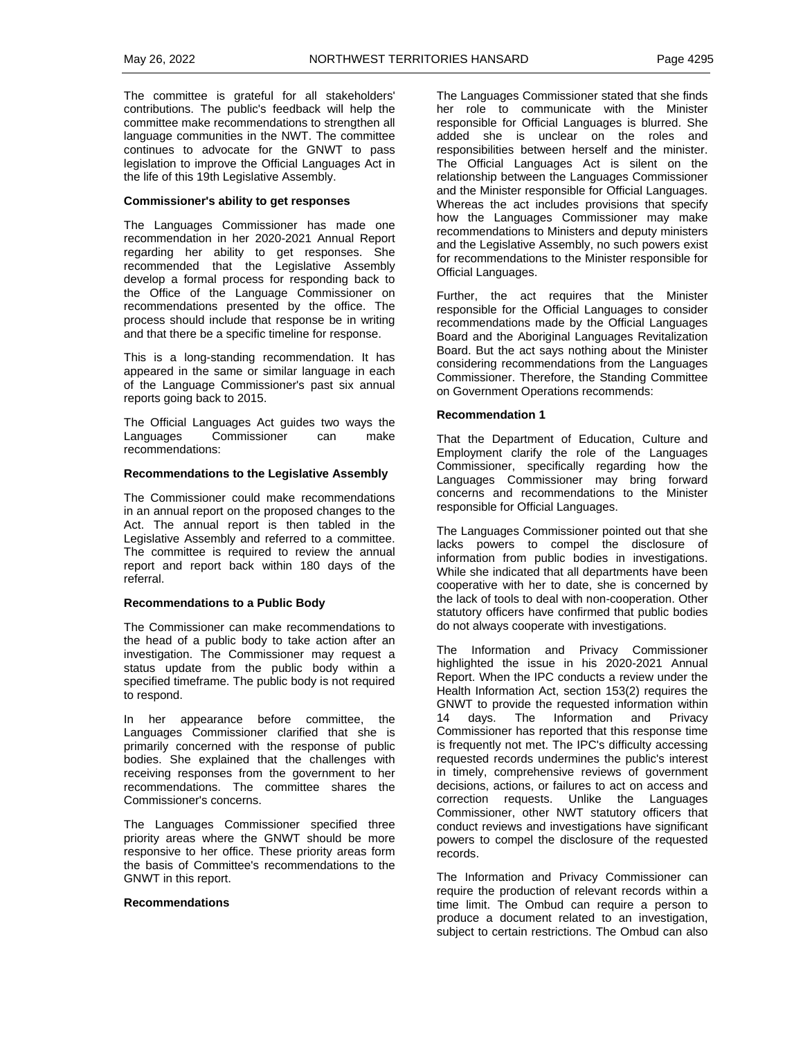The committee is grateful for all stakeholders' contributions. The public's feedback will help the committee make recommendations to strengthen all language communities in the NWT. The committee continues to advocate for the GNWT to pass legislation to improve the Official Languages Act in the life of this 19th Legislative Assembly.

**Commissioner's ability to get responses**

The Languages Commissioner has made one recommendation in her 2020-2021 Annual Report regarding her ability to get responses. She recommended that the Legislative Assembly develop a formal process for responding back to the Office of the Language Commissioner on recommendations presented by the office. The process should include that response be in writing and that there be a specific timeline for response.

This is a long-standing recommendation. It has appeared in the same or similar language in each of the Language Commissioner's past six annual reports going back to 2015.

The Official Languages Act guides two ways the Languages Commissioner can make recommendations:

**Recommendations to the Legislative Assembly**

The Commissioner could make recommendations in an annual report on the proposed changes to the Act. The annual report is then tabled in the Legislative Assembly and referred to a committee. The committee is required to review the annual report and report back within 180 days of the referral.

**Recommendations to a Public Body**

The Commissioner can make recommendations to the head of a public body to take action after an investigation. The Commissioner may request a status update from the public body within a specified timeframe. The public body is not required to respond.

In her appearance before committee, the Languages Commissioner clarified that she is primarily concerned with the response of public bodies. She explained that the challenges with receiving responses from the government to her recommendations. The committee shares the Commissioner's concerns.

The Languages Commissioner specified three priority areas where the GNWT should be more responsive to her office. These priority areas form the basis of Committee's recommendations to the GNWT in this report.

**Recommendations**

The Languages Commissioner stated that she finds her role to communicate with the Minister responsible for Official Languages is blurred. She added she is unclear on the roles and responsibilities between herself and the minister. The Official Languages Act is silent on the relationship between the Languages Commissioner and the Minister responsible for Official Languages. Whereas the act includes provisions that specify how the Languages Commissioner may make recommendations to Ministers and deputy ministers and the Legislative Assembly, no such powers exist for recommendations to the Minister responsible for Official Languages.

Further, the act requires that the Minister responsible for the Official Languages to consider recommendations made by the Official Languages Board and the Aboriginal Languages Revitalization Board. But the act says nothing about the Minister considering recommendations from the Languages Commissioner. Therefore, the Standing Committee on Government Operations recommends:

**Recommendation 1**

That the Department of Education, Culture and Employment clarify the role of the Languages Commissioner, specifically regarding how the Languages Commissioner may bring forward concerns and recommendations to the Minister responsible for Official Languages.

The Languages Commissioner pointed out that she lacks powers to compel the disclosure of information from public bodies in investigations. While she indicated that all departments have been cooperative with her to date, she is concerned by the lack of tools to deal with non-cooperation. Other statutory officers have confirmed that public bodies do not always cooperate with investigations.

The Information and Privacy Commissioner highlighted the issue in his 2020-2021 Annual Report. When the IPC conducts a review under the Health Information Act, section 153(2) requires the GNWT to provide the requested information within 14 days. The Information and Privacy Commissioner has reported that this response time is frequently not met. The IPC's difficulty accessing requested records undermines the public's interest in timely, comprehensive reviews of government decisions, actions, or failures to act on access and correction requests. Unlike the Languages Commissioner, other NWT statutory officers that conduct reviews and investigations have significant powers to compel the disclosure of the requested records.

The Information and Privacy Commissioner can require the production of relevant records within a time limit. The Ombud can require a person to produce a document related to an investigation, subject to certain restrictions. The Ombud can also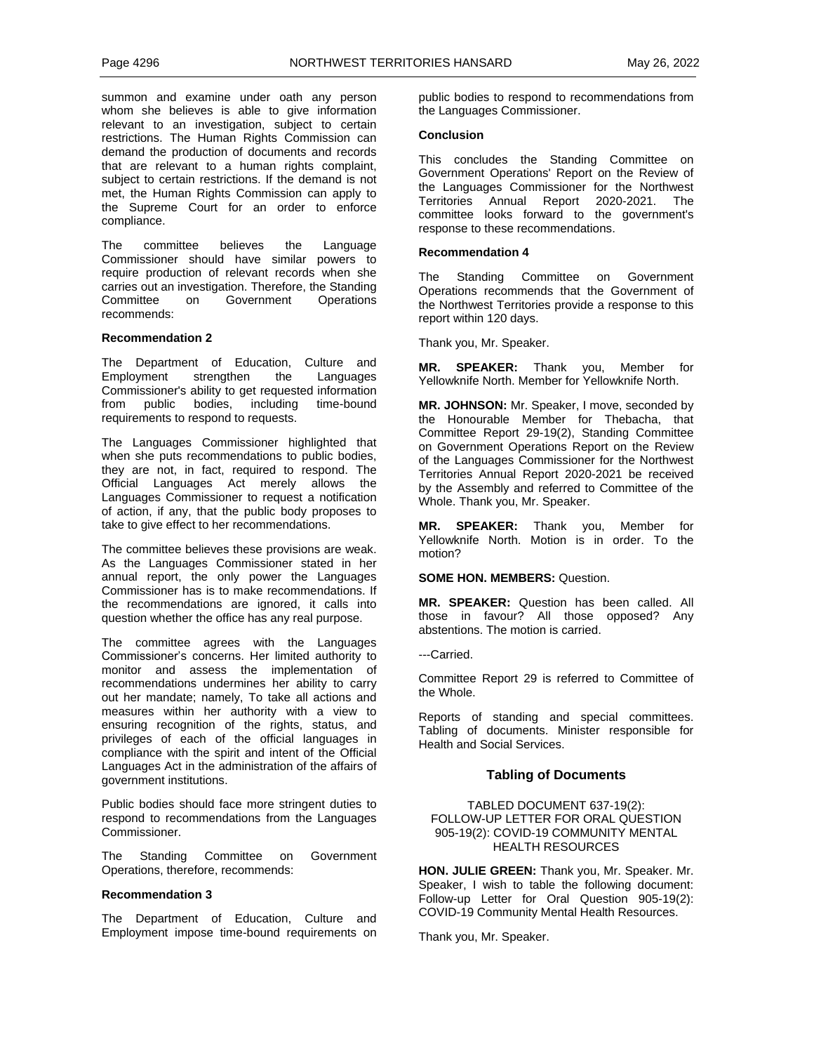summon and examine under oath any person whom she believes is able to give information relevant to an investigation, subject to certain restrictions. The Human Rights Commission can demand the production of documents and records that are relevant to a human rights complaint, subject to certain restrictions. If the demand is not met, the Human Rights Commission can apply to the Supreme Court for an order to enforce compliance.

The committee believes the Language Commissioner should have similar powers to require production of relevant records when she carries out an investigation. Therefore, the Standing Committee on Government Operations recommends:

**Recommendation 2**

The Department of Education, Culture and Employment strengthen the Languages Commissioner's ability to get requested information from public bodies, including time-bound requirements to respond to requests.

The Languages Commissioner highlighted that when she puts recommendations to public bodies, they are not, in fact, required to respond. The Official Languages Act merely allows the Languages Commissioner to request a notification of action, if any, that the public body proposes to take to give effect to her recommendations.

The committee believes these provisions are weak. As the Languages Commissioner stated in her annual report, the only power the Languages Commissioner has is to make recommendations. If the recommendations are ignored, it calls into question whether the office has any real purpose.

The committee agrees with the Languages Commissioner's concerns. Her limited authority to monitor and assess the implementation of recommendations undermines her ability to carry out her mandate; namely, To take all actions and measures within her authority with a view to ensuring recognition of the rights, status, and privileges of each of the official languages in compliance with the spirit and intent of the Official Languages Act in the administration of the affairs of government institutions.

Public bodies should face more stringent duties to respond to recommendations from the Languages Commissioner.

The Standing Committee on Government Operations, therefore, recommends:

**Recommendation 3**

The Department of Education, Culture and Employment impose time-bound requirements on public bodies to respond to recommendations from the Languages Commissioner.

**Conclusion**

This concludes the Standing Committee on Government Operations' Report on the Review of the Languages Commissioner for the Northwest Territories Annual Report 2020-2021. The committee looks forward to the government's response to these recommendations.

**Recommendation 4**

The Standing Committee on Government Operations recommends that the Government of the Northwest Territories provide a response to this report within 120 days.

Thank you, Mr. Speaker.

**MR. SPEAKER:** Thank you, Member for Yellowknife North. Member for Yellowknife North.

**MR. JOHNSON:** Mr. Speaker, I move, seconded by the Honourable Member for Thebacha, that Committee Report 29-19(2), Standing Committee on Government Operations Report on the Review of the Languages Commissioner for the Northwest Territories Annual Report 2020-2021 be received by the Assembly and referred to Committee of the Whole. Thank you, Mr. Speaker.

**MR. SPEAKER:** Thank you, Member for Yellowknife North. Motion is in order. To the motion?

**SOME HON. MEMBERS:** Question.

**MR. SPEAKER:** Question has been called. All those in favour? All those opposed? Any abstentions. The motion is carried.

---Carried.

Committee Report 29 is referred to Committee of the Whole.

Reports of standing and special committees. Tabling of documents. Minister responsible for Health and Social Services.

## Tabling of Documents

TABLED DOCUMENT 637-19(2): FOLLOW-UP LETTER FOR ORAL QUESTION 905-19(2): COVID-19 COMMUNITY MENTAL HEALTH RESOURCES

**HON. JULIE GREEN:** Thank you, Mr. Speaker. Mr. Speaker, I wish to table the following document: Follow-up Letter for Oral Question 905-19(2): COVID-19 Community Mental Health Resources.

Thank you, Mr. Speaker.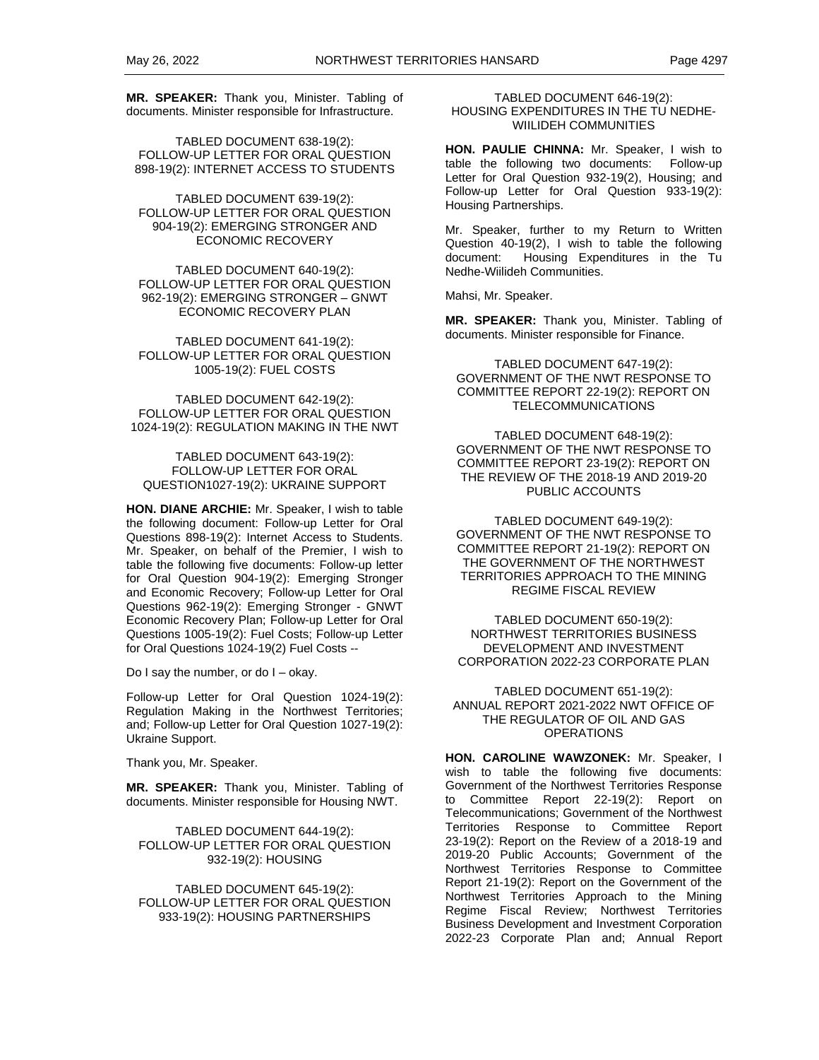**MR. SPEAKER:** Thank you, Minister. Tabling of documents. Minister responsible for Infrastructure.

TABLED DOCUMENT 638-19(2): FOLLOW-UP LETTER FOR ORAL QUESTION 898-19(2): INTERNET ACCESS TO STUDENTS

TABLED DOCUMENT 639-19(2): FOLLOW-UP LETTER FOR ORAL QUESTION 904-19(2): EMERGING STRONGER AND ECONOMIC RECOVERY

TABLED DOCUMENT 640-19(2): FOLLOW-UP LETTER FOR ORAL QUESTION 962-19(2): EMERGING STRONGER – GNWT ECONOMIC RECOVERY PLAN

TABLED DOCUMENT 641-19(2): FOLLOW-UP LETTER FOR ORAL QUESTION 1005-19(2): FUEL COSTS

TABLED DOCUMENT 642-19(2): FOLLOW-UP LETTER FOR ORAL QUESTION 1024-19(2): REGULATION MAKING IN THE NWT

TABLED DOCUMENT 643-19(2): FOLLOW-UP LETTER FOR ORAL QUESTION1027-19(2): UKRAINE SUPPORT

**HON. DIANE ARCHIE:** Mr. Speaker, I wish to table the following document: Follow-up Letter for Oral Questions 898-19(2): Internet Access to Students. Mr. Speaker, on behalf of the Premier, I wish to table the following five documents: Follow-up letter for Oral Question 904-19(2): Emerging Stronger and Economic Recovery; Follow-up Letter for Oral Questions 962-19(2): Emerging Stronger - GNWT Economic Recovery Plan; Follow-up Letter for Oral Questions 1005-19(2): Fuel Costs; Follow-up Letter for Oral Questions 1024-19(2) Fuel Costs --

Do I say the number, or do I – okay.

Follow-up Letter for Oral Question 1024-19(2): Regulation Making in the Northwest Territories; and; Follow-up Letter for Oral Question 1027-19(2): Ukraine Support.

Thank you, Mr. Speaker.

**MR. SPEAKER:** Thank you, Minister. Tabling of documents. Minister responsible for Housing NWT.

TABLED DOCUMENT 644-19(2): FOLLOW-UP LETTER FOR ORAL QUESTION 932-19(2): HOUSING

TABLED DOCUMENT 645-19(2): FOLLOW-UP LETTER FOR ORAL QUESTION 933-19(2): HOUSING PARTNERSHIPS

TABLED DOCUMENT 646-19(2): HOUSING EXPENDITURES IN THE TU NEDHE-WIILIDEH COMMUNITIES

**HON. PAULIE CHINNA:** Mr. Speaker, I wish to table the following two documents: Follow-up Letter for Oral Question 932-19(2), Housing; and Follow-up Letter for Oral Question 933-19(2): Housing Partnerships.

Mr. Speaker, further to my Return to Written Question 40-19(2), I wish to table the following document: Housing Expenditures in the Tu Nedhe-Wiilideh Communities.

Mahsi, Mr. Speaker.

**MR. SPEAKER:** Thank you, Minister. Tabling of documents. Minister responsible for Finance.

TABLED DOCUMENT 647-19(2): GOVERNMENT OF THE NWT RESPONSE TO COMMITTEE REPORT 22-19(2): REPORT ON TELECOMMUNICATIONS

TABLED DOCUMENT 648-19(2): GOVERNMENT OF THE NWT RESPONSE TO COMMITTEE REPORT 23-19(2): REPORT ON THE REVIEW OF THE 2018-19 AND 2019-20 PUBLIC ACCOUNTS

TABLED DOCUMENT 649-19(2): GOVERNMENT OF THE NWT RESPONSE TO COMMITTEE REPORT 21-19(2): REPORT ON THE GOVERNMENT OF THE NORTHWEST TERRITORIES APPROACH TO THE MINING REGIME FISCAL REVIEW

TABLED DOCUMENT 650-19(2): NORTHWEST TERRITORIES BUSINESS DEVELOPMENT AND INVESTMENT CORPORATION 2022-23 CORPORATE PLAN

TABLED DOCUMENT 651-19(2): ANNUAL REPORT 2021-2022 NWT OFFICE OF THE REGULATOR OF OIL AND GAS OPERATIONS

**HON. CAROLINE WAWZONEK:** Mr. Speaker, I wish to table the following five documents: Government of the Northwest Territories Response to Committee Report 22-19(2): Report on Telecommunications; Government of the Northwest Territories Response to Committee Report 23-19(2): Report on the Review of a 2018-19 and 2019-20 Public Accounts; Government of the Northwest Territories Response to Committee Report 21-19(2): Report on the Government of the Northwest Territories Approach to the Mining Regime Fiscal Review; Northwest Territories Business Development and Investment Corporation 2022-23 Corporate Plan and; Annual Report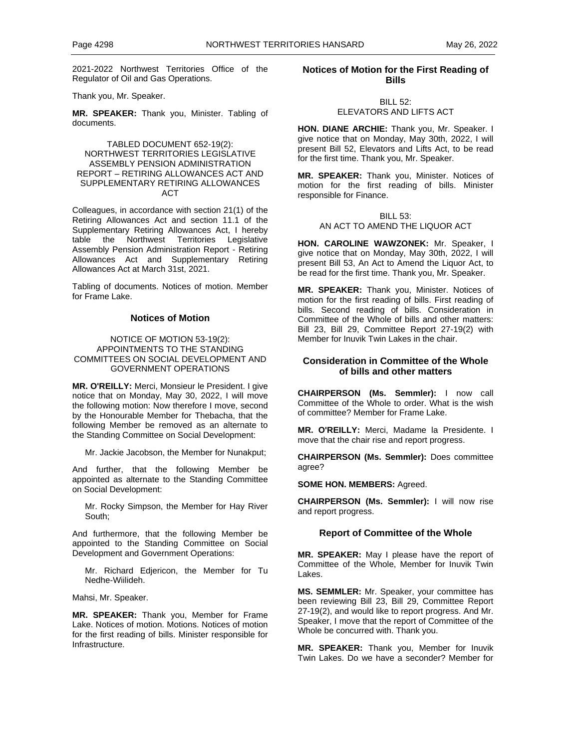2021-2022 Northwest Territories Office of the Regulator of Oil and Gas Operations.

Thank you, Mr. Speaker.

**MR. SPEAKER:** Thank you, Minister. Tabling of documents.

TABLED DOCUMENT 652-19(2): NORTHWEST TERRITORIES LEGISLATIVE ASSEMBLY PENSION ADMINISTRATION REPORT – RETIRING ALLOWANCES ACT AND SUPPLEMENTARY RETIRING ALLOWANCES ACT

Colleagues, in accordance with section 21(1) of the Retiring Allowances Act and section 11.1 of the Supplementary Retiring Allowances Act, I hereby table the Northwest Territories Legislative Assembly Pension Administration Report - Retiring Allowances Act and Supplementary Retiring Allowances Act at March 31st, 2021.

Tabling of documents. Notices of motion. Member for Frame Lake.

## Notices of Motion

NOTICE OF MOTION 53-19(2): APPOINTMENTS TO THE STANDING COMMITTEES ON SOCIAL DEVELOPMENT AND GOVERNMENT OPERATIONS

**MR. O'REILLY:** Merci, Monsieur le President. I give notice that on Monday, May 30, 2022, I will move the following motion: Now therefore I move, second by the Honourable Member for Thebacha, that the following Member be removed as an alternate to the Standing Committee on Social Development:

Mr. Jackie Jacobson, the Member for Nunakput;

And further, that the following Member be appointed as alternate to the Standing Committee on Social Development:

Mr. Rocky Simpson, the Member for Hay River South;

And furthermore, that the following Member be appointed to the Standing Committee on Social Development and Government Operations:

Mr. Richard Edjericon, the Member for Tu Nedhe-Wiilideh.

Mahsi, Mr. Speaker.

**MR. SPEAKER:** Thank you, Member for Frame Lake. Notices of motion. Motions. Notices of motion for the first reading of bills. Minister responsible for Infrastructure.

## Notices of Motion for the First Reading of Bills

BILL 52: ELEVATORS AND LIFTS ACT

**HON. DIANE ARCHIE:** Thank you, Mr. Speaker. I give notice that on Monday, May 30th, 2022, I will present Bill 52, Elevators and Lifts Act, to be read for the first time. Thank you, Mr. Speaker.

**MR. SPEAKER:** Thank you, Minister. Notices of motion for the first reading of bills. Minister responsible for Finance.

BILL 53: AN ACT TO AMEND THE LIQUOR ACT

**HON. CAROLINE WAWZONEK:** Mr. Speaker, I give notice that on Monday, May 30th, 2022, I will present Bill 53, An Act to Amend the Liquor Act, to be read for the first time. Thank you, Mr. Speaker.

**MR. SPEAKER:** Thank you, Minister. Notices of motion for the first reading of bills. First reading of bills. Second reading of bills. Consideration in Committee of the Whole of bills and other matters: Bill 23, Bill 29, Committee Report 27-19(2) with Member for Inuvik Twin Lakes in the chair.

## Consideration in Committee of the Whole of bills and other matters

**CHAIRPERSON (Ms. Semmler):** I now call Committee of the Whole to order. What is the wish of committee? Member for Frame Lake.

**MR. O'REILLY:** Merci, Madame la Presidente. I move that the chair rise and report progress.

**CHAIRPERSON (Ms. Semmler):** Does committee agree?

**SOME HON. MEMBERS:** Agreed.

**CHAIRPERSON (Ms. Semmler):** I will now rise and report progress.

## Report of Committee of the Whole

**MR. SPEAKER:** May I please have the report of Committee of the Whole, Member for Inuvik Twin Lakes.

**MS. SEMMLER:** Mr. Speaker, your committee has been reviewing Bill 23, Bill 29, Committee Report 27-19(2), and would like to report progress. And Mr. Speaker, I move that the report of Committee of the Whole be concurred with. Thank you.

**MR. SPEAKER:** Thank you, Member for Inuvik Twin Lakes. Do we have a seconder? Member for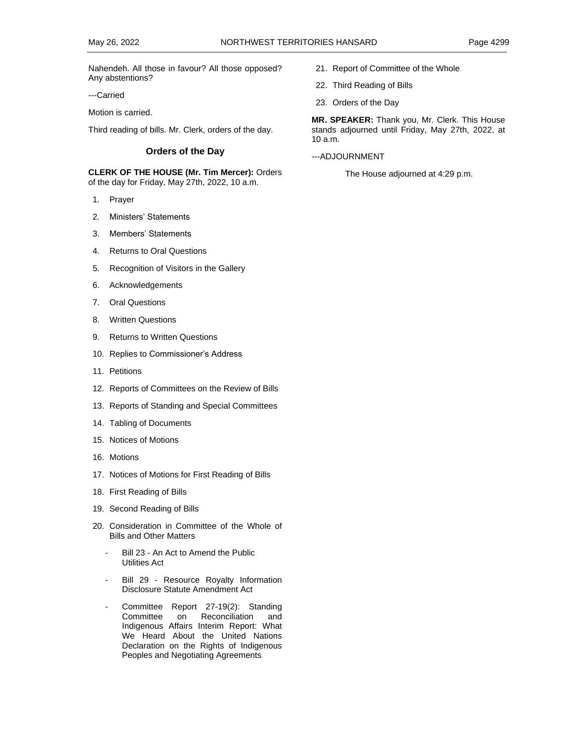Nahendeh. All those in favour? All those opposed? Any abstentions?

---Carried

Motion is carried.

Third reading of bills. Mr. Clerk, orders of the day.

## Orders of the Day

**CLERK OF THE HOUSE (Mr. Tim Mercer):** Orders of the day for Friday, May 27th, 2022, 10 a.m.

1. Prayer
2. Ministers' Statements
3. Members' Statements
4. Returns to Oral Questions
5. Recognition of Visitors in the Gallery
6. Acknowledgements
7. Oral Questions
8. Written Questions
9. Returns to Written Questions
10. Replies to Commissioner's Address
11. Petitions
12. Reports of Committees on the Review of Bills
13. Reports of Standing and Special Committees
14. Tabling of Documents
15. Notices of Motions
16. Motions
17. Notices of Motions for First Reading of Bills
18. First Reading of Bills
19. Second Reading of Bills
20. Consideration in Committee of the Whole of Bills and Other Matters
    - Bill 23 - An Act to Amend the Public Utilities Act
    - Bill 29 - Resource Royalty Information Disclosure Statute Amendment Act
    - Committee Report 27-19(2): Standing Committee on Reconciliation and Indigenous Affairs Interim Report: What We Heard About the United Nations Declaration on the Rights of Indigenous Peoples and Negotiating Agreements
21. Report of Committee of the Whole
22. Third Reading of Bills
23. Orders of the Day

**MR. SPEAKER:** Thank you, Mr. Clerk. This House stands adjourned until Friday, May 27th, 2022, at 10 a.m.

---ADJOURNMENT

The House adjourned at 4:29 p.m.